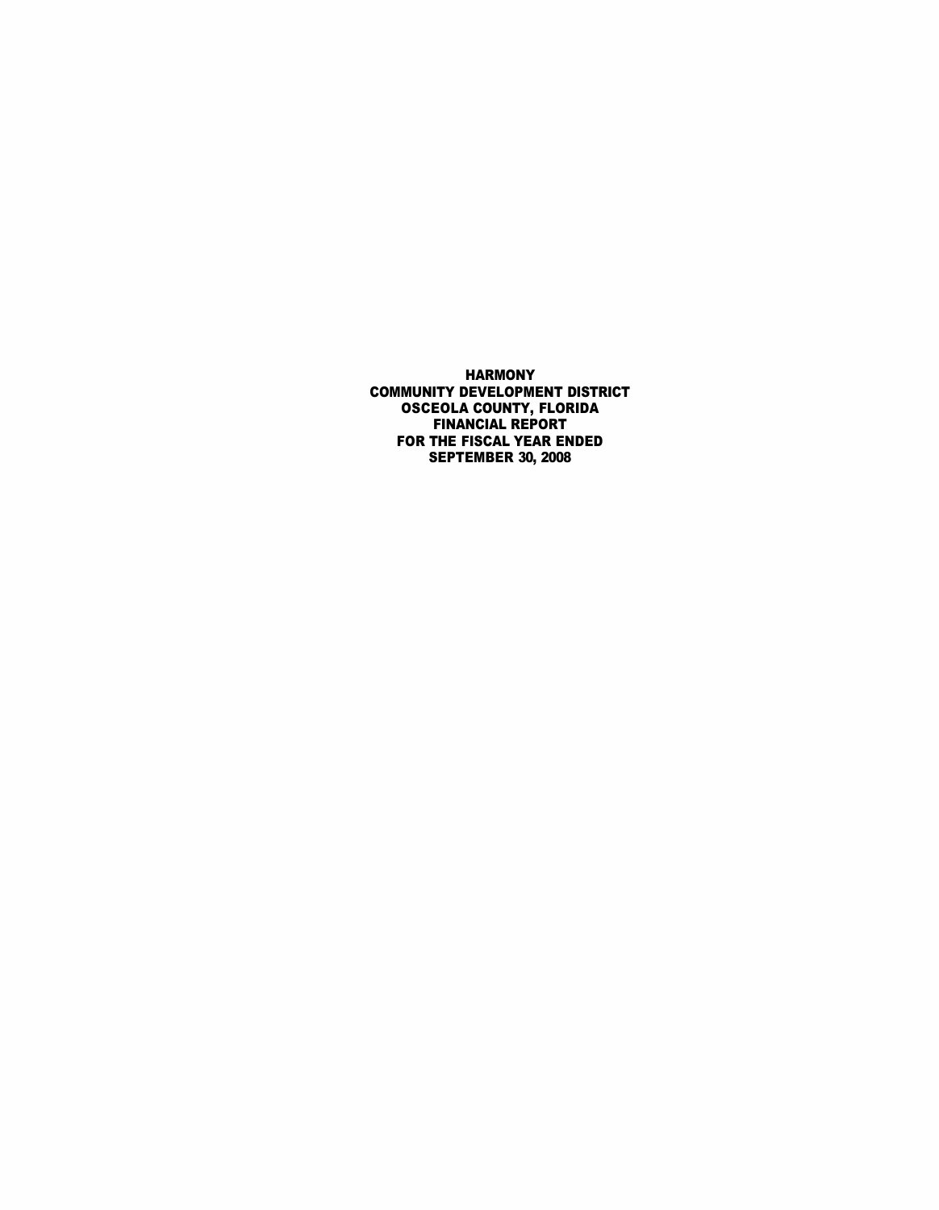# HARMONY
# COMMUNITY DEVELOPMENT DISTRICT
# OSCEOLA COUNTY, FLORIDA
# FINANCIAL REPORT
# FOR THE FISCAL YEAR ENDED
# SEPTEMBER 30, 2008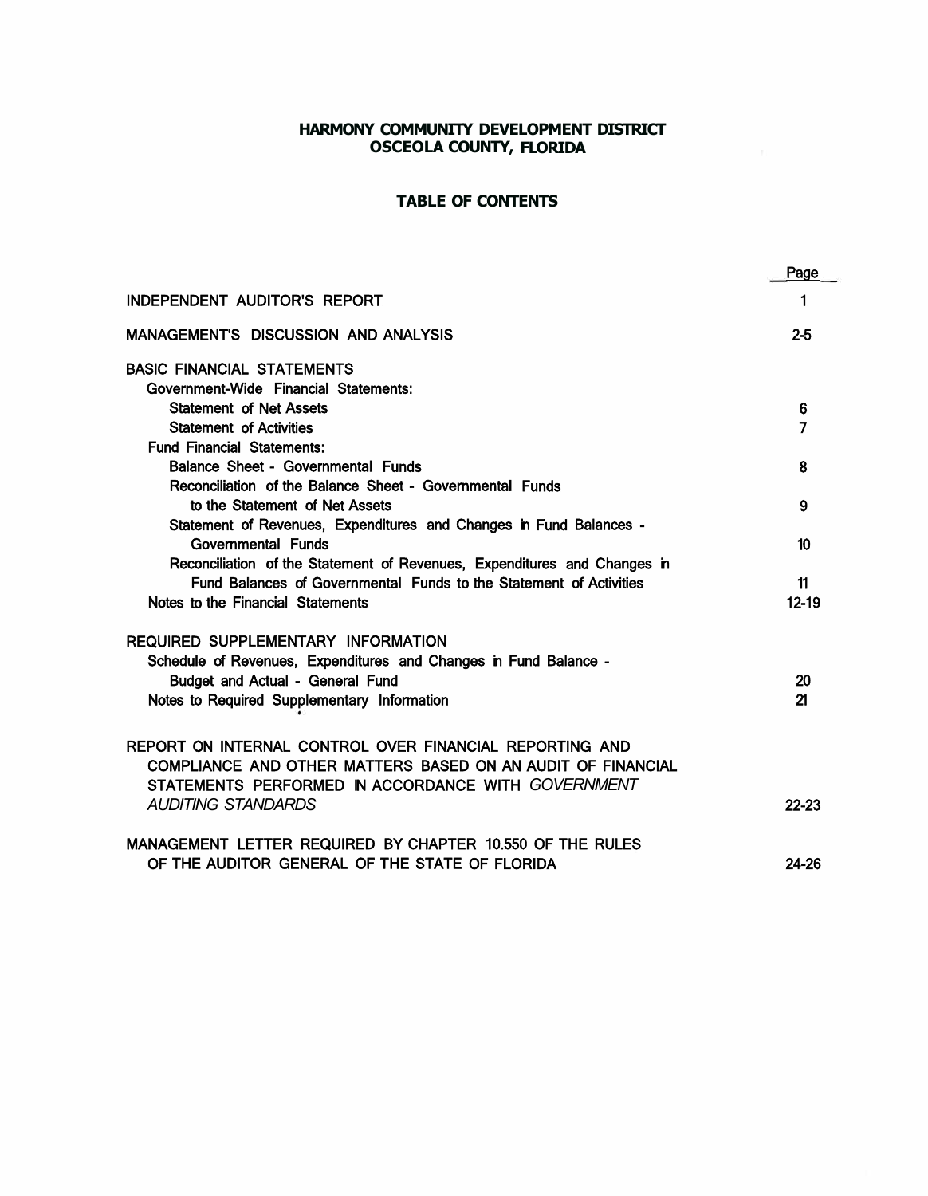# HARMONY COMMUNITY DEVELOPMENT DISTRICT
# OSCEOLA COUNTY, FLORIDA

## TABLE OF CONTENTS

| | Page |
|---|---|
| INDEPENDENT AUDITOR'S REPORT | 1 |
| MANAGEMENT'S DISCUSSION AND ANALYSIS | 2-5 |
| BASIC FINANCIAL STATEMENTS | |
| Government-Wide Financial Statements: | |
| Statement of Net Assets | 6 |
| Statement of Activities | 7 |
| Fund Financial Statements: | |
| Balance Sheet - Governmental Funds | 8 |
| Reconciliation of the Balance Sheet - Governmental Funds to the Statement of Net Assets | 9 |
| Statement of Revenues, Expenditures and Changes in Fund Balances - Governmental Funds | 10 |
| Reconciliation of the Statement of Revenues, Expenditures and Changes in Fund Balances of Governmental Funds to the Statement of Activities | 11 |
| Notes to the Financial Statements | 12-19 |
| REQUIRED SUPPLEMENTARY INFORMATION | |
| Schedule of Revenues, Expenditures and Changes in Fund Balance - Budget and Actual - General Fund | 20 |
| Notes to Required Supplementary Information | 21 |
| REPORT ON INTERNAL CONTROL OVER FINANCIAL REPORTING AND COMPLIANCE AND OTHER MATTERS BASED ON AN AUDIT OF FINANCIAL STATEMENTS PERFORMED IN ACCORDANCE WITH *GOVERNMENT AUDITING STANDARDS* | 22-23 |
| MANAGEMENT LETTER REQUIRED BY CHAPTER 10.550 OF THE RULES OF THE AUDITOR GENERAL OF THE STATE OF FLORIDA | 24-26 |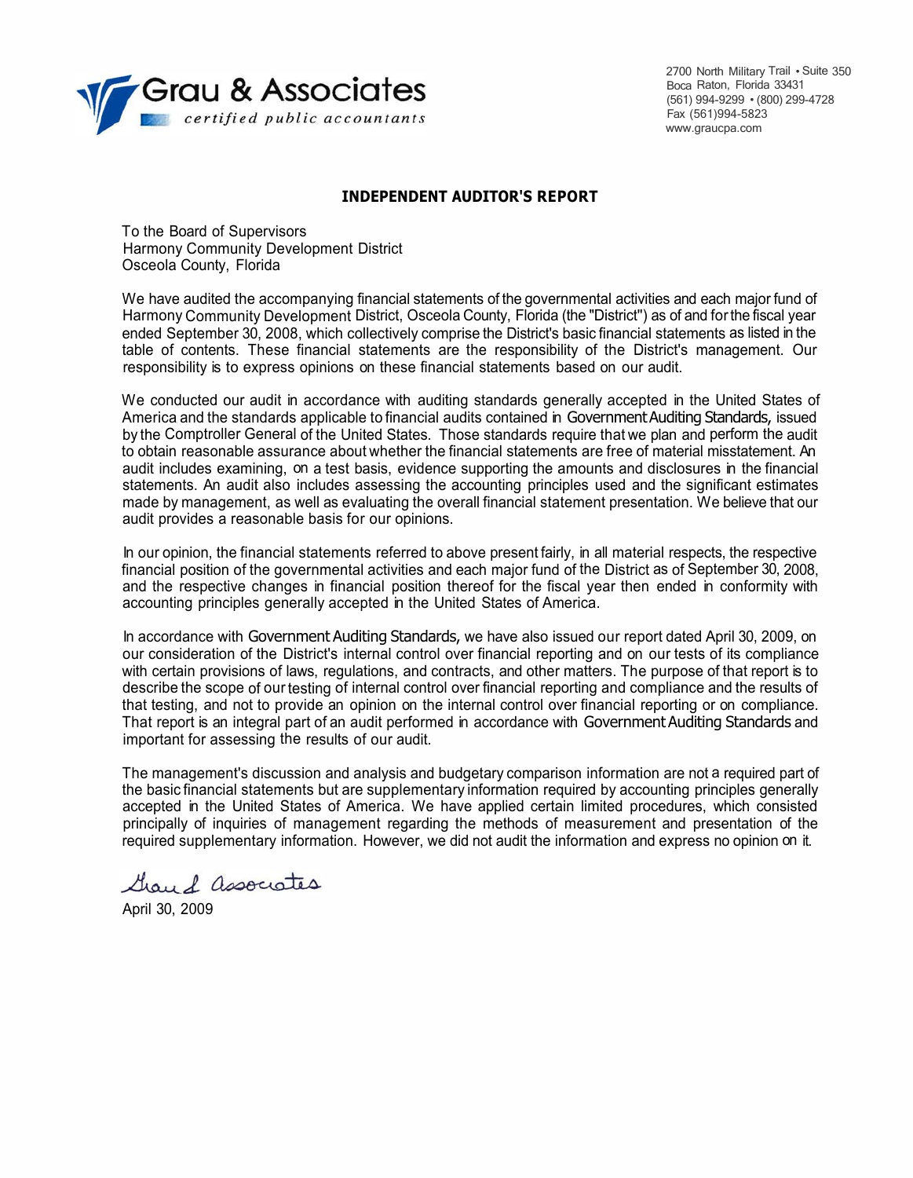Grau & Associates
*certified public accountants*

2700 North Military Trail • Suite 350
Boca Raton, Florida 33431
(561) 994-9299 • (800) 299-4728
Fax (561)994-5823
www.graucpa.com

## INDEPENDENT AUDITOR'S REPORT

To the Board of Supervisors
Harmony Community Development District
Osceola County, Florida

We have audited the accompanying financial statements of the governmental activities and each major fund of Harmony Community Development District, Osceola County, Florida (the "District") as of and for the fiscal year ended September 30, 2008, which collectively comprise the District's basic financial statements as listed in the table of contents. These financial statements are the responsibility of the District's management. Our responsibility is to express opinions on these financial statements based on our audit.

We conducted our audit in accordance with auditing standards generally accepted in the United States of America and the standards applicable to financial audits contained in *Government Auditing Standards,* issued by the Comptroller General of the United States. Those standards require that we plan and perform the audit to obtain reasonable assurance about whether the financial statements are free of material misstatement. An audit includes examining, on a test basis, evidence supporting the amounts and disclosures in the financial statements. An audit also includes assessing the accounting principles used and the significant estimates made by management, as well as evaluating the overall financial statement presentation. We believe that our audit provides a reasonable basis for our opinions.

In our opinion, the financial statements referred to above present fairly, in all material respects, the respective financial position of the governmental activities and each major fund of the District as of September 30, 2008, and the respective changes in financial position thereof for the fiscal year then ended in conformity with accounting principles generally accepted in the United States of America.

In accordance with *Government Auditing Standards,* we have also issued our report dated April 30, 2009, on our consideration of the District's internal control over financial reporting and on our tests of its compliance with certain provisions of laws, regulations, and contracts, and other matters. The purpose of that report is to describe the scope of our testing of internal control over financial reporting and compliance and the results of that testing, and not to provide an opinion on the internal control over financial reporting or on compliance. That report is an integral part of an audit performed in accordance with *Government Auditing Standards* and important for assessing the results of our audit.

The management's discussion and analysis and budgetary comparison information are not a required part of the basic financial statements but are supplementary information required by accounting principles generally accepted in the United States of America. We have applied certain limited procedures, which consisted principally of inquiries of management regarding the methods of measurement and presentation of the required supplementary information. However, we did not audit the information and express no opinion on it.

Grau & Associates

April 30, 2009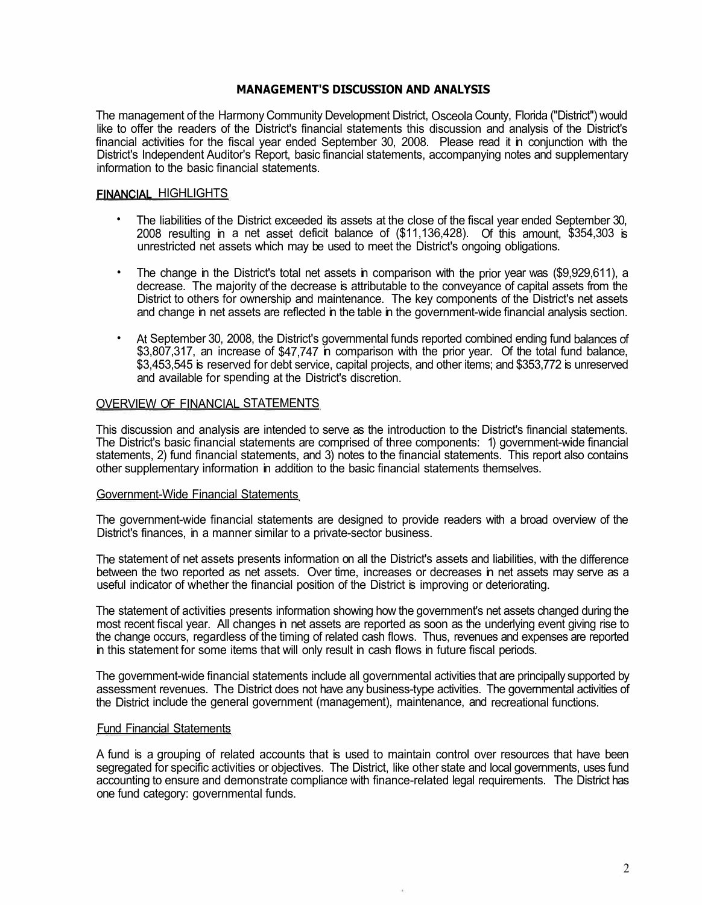# MANAGEMENT'S DISCUSSION AND ANALYSIS

The management of the Harmony Community Development District, Osceola County, Florida ("District") would like to offer the readers of the District's financial statements this discussion and analysis of the District's financial activities for the fiscal year ended September 30, 2008. Please read it in conjunction with the District's Independent Auditor's Report, basic financial statements, accompanying notes and supplementary information to the basic financial statements.

## FINANCIAL HIGHLIGHTS

- The liabilities of the District exceeded its assets at the close of the fiscal year ended September 30, 2008 resulting in a net asset deficit balance of ($11,136,428). Of this amount, $354,303 is unrestricted net assets which may be used to meet the District's ongoing obligations.

- The change in the District's total net assets in comparison with the prior year was ($9,929,611), a decrease. The majority of the decrease is attributable to the conveyance of capital assets from the District to others for ownership and maintenance. The key components of the District's net assets and change in net assets are reflected in the table in the government-wide financial analysis section.

- At September 30, 2008, the District's governmental funds reported combined ending fund balances of $3,807,317, an increase of $47,747 in comparison with the prior year. Of the total fund balance, $3,453,545 is reserved for debt service, capital projects, and other items; and $353,772 is unreserved and available for spending at the District's discretion.

## OVERVIEW OF FINANCIAL STATEMENTS

This discussion and analysis are intended to serve as the introduction to the District's financial statements. The District's basic financial statements are comprised of three components: 1) government-wide financial statements, 2) fund financial statements, and 3) notes to the financial statements. This report also contains other supplementary information in addition to the basic financial statements themselves.

### Government-Wide Financial Statements

The government-wide financial statements are designed to provide readers with a broad overview of the District's finances, in a manner similar to a private-sector business.

The statement of net assets presents information on all the District's assets and liabilities, with the difference between the two reported as net assets. Over time, increases or decreases in net assets may serve as a useful indicator of whether the financial position of the District is improving or deteriorating.

The statement of activities presents information showing how the government's net assets changed during the most recent fiscal year. All changes in net assets are reported as soon as the underlying event giving rise to the change occurs, regardless of the timing of related cash flows. Thus, revenues and expenses are reported in this statement for some items that will only result in cash flows in future fiscal periods.

The government-wide financial statements include all governmental activities that are principally supported by assessment revenues. The District does not have any business-type activities. The governmental activities of the District include the general government (management), maintenance, and recreational functions.

### Fund Financial Statements

A fund is a grouping of related accounts that is used to maintain control over resources that have been segregated for specific activities or objectives. The District, like other state and local governments, uses fund accounting to ensure and demonstrate compliance with finance-related legal requirements. The District has one fund category: governmental funds.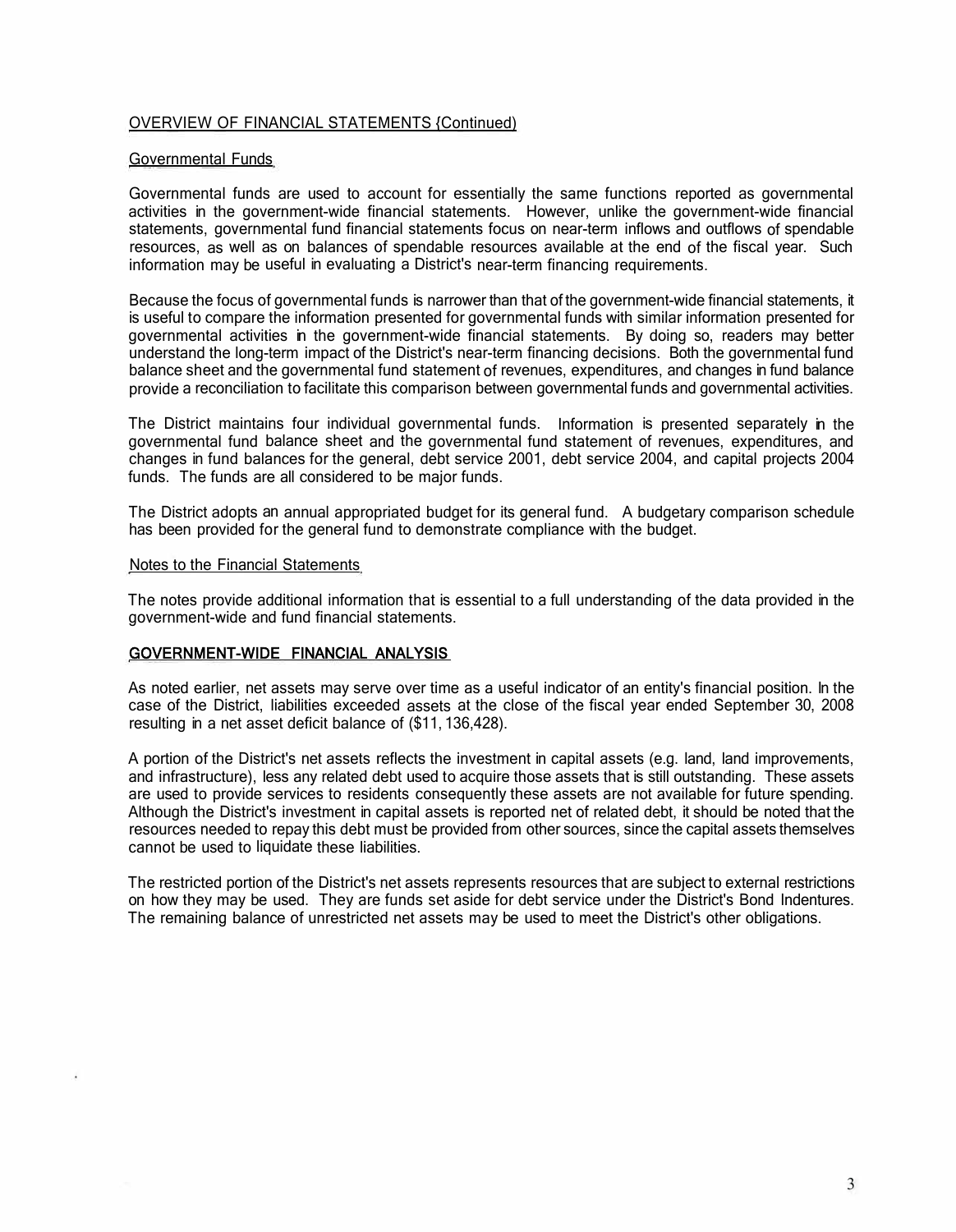## OVERVIEW OF FINANCIAL STATEMENTS (Continued)

### Governmental Funds

Governmental funds are used to account for essentially the same functions reported as governmental activities in the government-wide financial statements. However, unlike the government-wide financial statements, governmental fund financial statements focus on near-term inflows and outflows of spendable resources, as well as on balances of spendable resources available at the end of the fiscal year. Such information may be useful in evaluating a District's near-term financing requirements.

Because the focus of governmental funds is narrower than that of the government-wide financial statements, it is useful to compare the information presented for governmental funds with similar information presented for governmental activities in the government-wide financial statements. By doing so, readers may better understand the long-term impact of the District's near-term financing decisions. Both the governmental fund balance sheet and the governmental fund statement of revenues, expenditures, and changes in fund balance provide a reconciliation to facilitate this comparison between governmental funds and governmental activities.

The District maintains four individual governmental funds. Information is presented separately in the governmental fund balance sheet and the governmental fund statement of revenues, expenditures, and changes in fund balances for the general, debt service 2001, debt service 2004, and capital projects 2004 funds. The funds are all considered to be major funds.

The District adopts an annual appropriated budget for its general fund. A budgetary comparison schedule has been provided for the general fund to demonstrate compliance with the budget.

### Notes to the Financial Statements

The notes provide additional information that is essential to a full understanding of the data provided in the government-wide and fund financial statements.

## GOVERNMENT-WIDE FINANCIAL ANALYSIS

As noted earlier, net assets may serve over time as a useful indicator of an entity's financial position. In the case of the District, liabilities exceeded assets at the close of the fiscal year ended September 30, 2008 resulting in a net asset deficit balance of ($11,136,428).

A portion of the District's net assets reflects the investment in capital assets (e.g. land, land improvements, and infrastructure), less any related debt used to acquire those assets that is still outstanding. These assets are used to provide services to residents consequently these assets are not available for future spending. Although the District's investment in capital assets is reported net of related debt, it should be noted that the resources needed to repay this debt must be provided from other sources, since the capital assets themselves cannot be used to liquidate these liabilities.

The restricted portion of the District's net assets represents resources that are subject to external restrictions on how they may be used. They are funds set aside for debt service under the District's Bond Indentures. The remaining balance of unrestricted net assets may be used to meet the District's other obligations.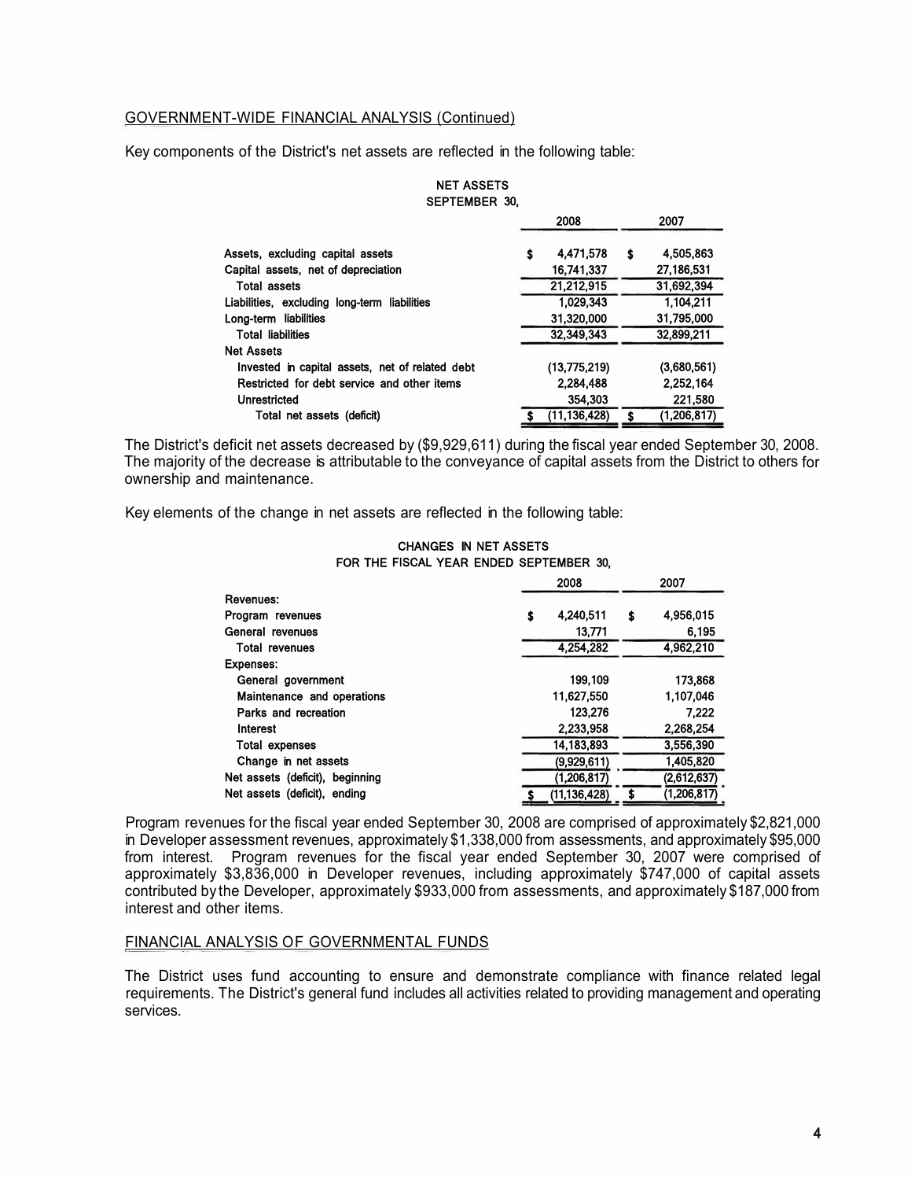## GOVERNMENT-WIDE FINANCIAL ANALYSIS (Continued)

Key components of the District's net assets are reflected in the following table:

**NET ASSETS**
**SEPTEMBER 30,**

| | 2008 | 2007 |
|---|---|---|
| Assets, excluding capital assets | $ 4,471,578 | $ 4,505,863 |
| Capital assets, net of depreciation | 16,741,337 | 27,186,531 |
| Total assets | 21,212,915 | 31,692,394 |
| Liabilities, excluding long-term liabilities | 1,029,343 | 1,104,211 |
| Long-term liabilities | 31,320,000 | 31,795,000 |
| Total liabilities | 32,349,343 | 32,899,211 |
| Net Assets | | |
| Invested in capital assets, net of related debt | (13,775,219) | (3,680,561) |
| Restricted for debt service and other items | 2,284,488 | 2,252,164 |
| Unrestricted | 354,303 | 221,580 |
| Total net assets (deficit) | $ (11,136,428) | $ (1,206,817) |

The District's deficit net assets decreased by ($9,929,611) during the fiscal year ended September 30, 2008. The majority of the decrease is attributable to the conveyance of capital assets from the District to others for ownership and maintenance.

Key elements of the change in net assets are reflected in the following table:

**CHANGES IN NET ASSETS**
**FOR THE FISCAL YEAR ENDED SEPTEMBER 30,**

| | 2008 | 2007 |
|---|---|---|
| Revenues: | | |
| Program revenues | $ 4,240,511 | $ 4,956,015 |
| General revenues | 13,771 | 6,195 |
| Total revenues | 4,254,282 | 4,962,210 |
| Expenses: | | |
| General government | 199,109 | 173,868 |
| Maintenance and operations | 11,627,550 | 1,107,046 |
| Parks and recreation | 123,276 | 7,222 |
| Interest | 2,233,958 | 2,268,254 |
| Total expenses | 14,183,893 | 3,556,390 |
| Change in net assets | (9,929,611) | 1,405,820 |
| Net assets (deficit), beginning | (1,206,817) | (2,612,637) |
| Net assets (deficit), ending | $ (11,136,428) | $ (1,206,817) |

Program revenues for the fiscal year ended September 30, 2008 are comprised of approximately $2,821,000 in Developer assessment revenues, approximately $1,338,000 from assessments, and approximately $95,000 from interest. Program revenues for the fiscal year ended September 30, 2007 were comprised of approximately $3,836,000 in Developer revenues, including approximately $747,000 of capital assets contributed by the Developer, approximately $933,000 from assessments, and approximately $187,000 from interest and other items.

## FINANCIAL ANALYSIS OF GOVERNMENTAL FUNDS

The District uses fund accounting to ensure and demonstrate compliance with finance related legal requirements. The District's general fund includes all activities related to providing management and operating services.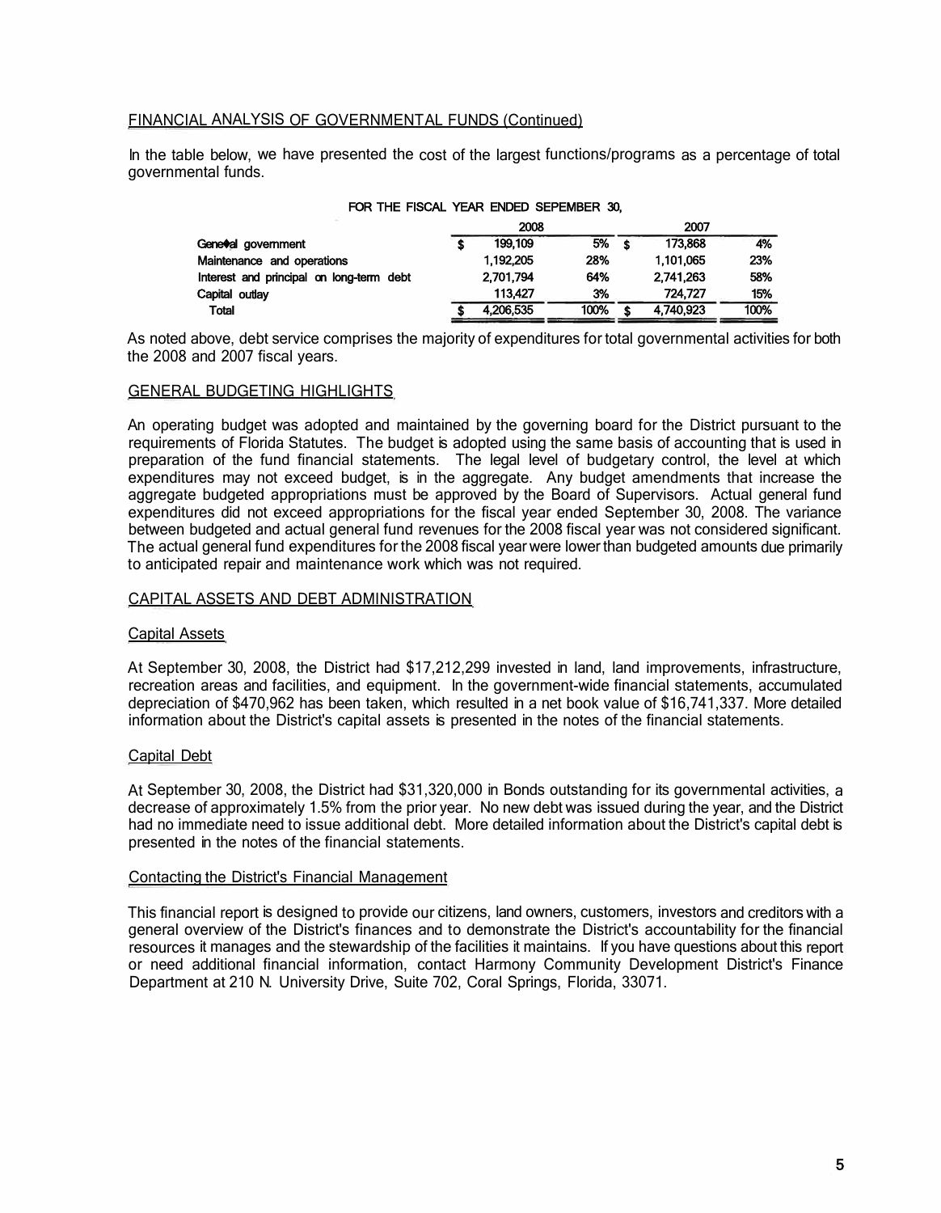## FINANCIAL ANALYSIS OF GOVERNMENTAL FUNDS (Continued)

In the table below, we have presented the cost of the largest functions/programs as a percentage of total governmental funds.

FOR THE FISCAL YEAR ENDED SEPEMBER 30,

| | 2008 | | 2007 | |
|---|---|---|---|---|
| General government | $ 199,109 | 5% | $ 173,868 | 4% |
| Maintenance and operations | 1,192,205 | 28% | 1,101,065 | 23% |
| Interest and principal on long-term debt | 2,701,794 | 64% | 2,741,263 | 58% |
| Capital outlay | 113,427 | 3% | 724,727 | 15% |
| Total | $ 4,206,535 | 100% | $ 4,740,923 | 100% |

As noted above, debt service comprises the majority of expenditures for total governmental activities for both the 2008 and 2007 fiscal years.

## GENERAL BUDGETING HIGHLIGHTS

An operating budget was adopted and maintained by the governing board for the District pursuant to the requirements of Florida Statutes. The budget is adopted using the same basis of accounting that is used in preparation of the fund financial statements. The legal level of budgetary control, the level at which expenditures may not exceed budget, is in the aggregate. Any budget amendments that increase the aggregate budgeted appropriations must be approved by the Board of Supervisors. Actual general fund expenditures did not exceed appropriations for the fiscal year ended September 30, 2008. The variance between budgeted and actual general fund revenues for the 2008 fiscal year was not considered significant. The actual general fund expenditures for the 2008 fiscal year were lower than budgeted amounts due primarily to anticipated repair and maintenance work which was not required.

## CAPITAL ASSETS AND DEBT ADMINISTRATION

### Capital Assets

At September 30, 2008, the District had $17,212,299 invested in land, land improvements, infrastructure, recreation areas and facilities, and equipment. In the government-wide financial statements, accumulated depreciation of $470,962 has been taken, which resulted in a net book value of $16,741,337. More detailed information about the District's capital assets is presented in the notes of the financial statements.

### Capital Debt

At September 30, 2008, the District had $31,320,000 in Bonds outstanding for its governmental activities, a decrease of approximately 1.5% from the prior year. No new debt was issued during the year, and the District had no immediate need to issue additional debt. More detailed information about the District's capital debt is presented in the notes of the financial statements.

### Contacting the District's Financial Management

This financial report is designed to provide our citizens, land owners, customers, investors and creditors with a general overview of the District's finances and to demonstrate the District's accountability for the financial resources it manages and the stewardship of the facilities it maintains. If you have questions about this report or need additional financial information, contact Harmony Community Development District's Finance Department at 210 N. University Drive, Suite 702, Coral Springs, Florida, 33071.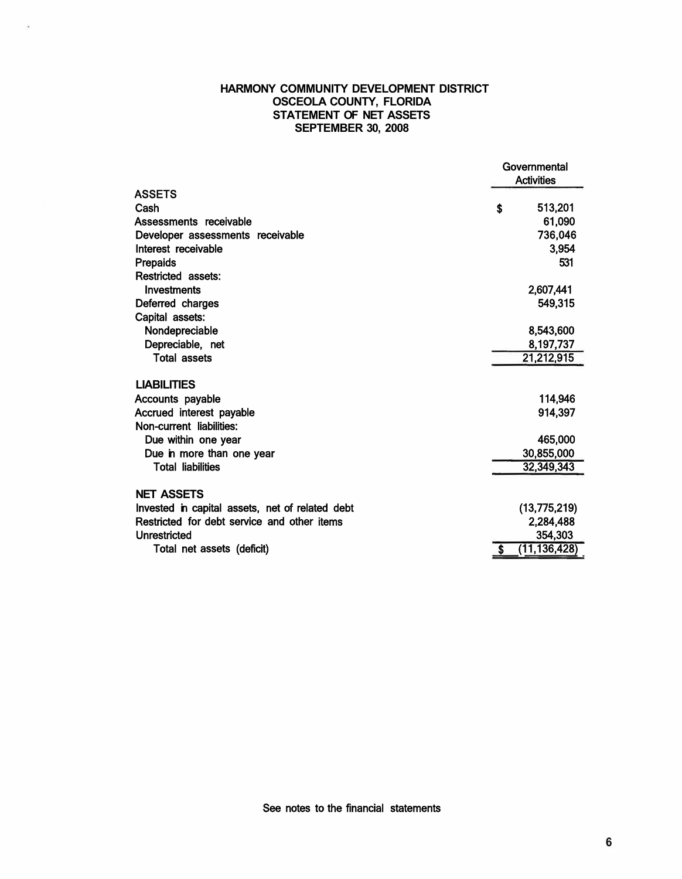# HARMONY COMMUNITY DEVELOPMENT DISTRICT
## OSCEOLA COUNTY, FLORIDA
## STATEMENT OF NET ASSETS
## SEPTEMBER 30, 2008

| | Governmental Activities |
|---|---|
| **ASSETS** | |
| Cash | $ 513,201 |
| Assessments receivable | 61,090 |
| Developer assessments receivable | 736,046 |
| Interest receivable | 3,954 |
| Prepaids | 531 |
| Restricted assets: | |
| Investments | 2,607,441 |
| Deferred charges | 549,315 |
| Capital assets: | |
| Nondepreciable | 8,543,600 |
| Depreciable, net | 8,197,737 |
| Total assets | 21,212,915 |
| **LIABILITIES** | |
| Accounts payable | 114,946 |
| Accrued interest payable | 914,397 |
| Non-current liabilities: | |
| Due within one year | 465,000 |
| Due in more than one year | 30,855,000 |
| Total liabilities | 32,349,343 |
| **NET ASSETS** | |
| Invested in capital assets, net of related debt | (13,775,219) |
| Restricted for debt service and other items | 2,284,488 |
| Unrestricted | 354,303 |
| Total net assets (deficit) | $ (11,136,428) |

See notes to the financial statements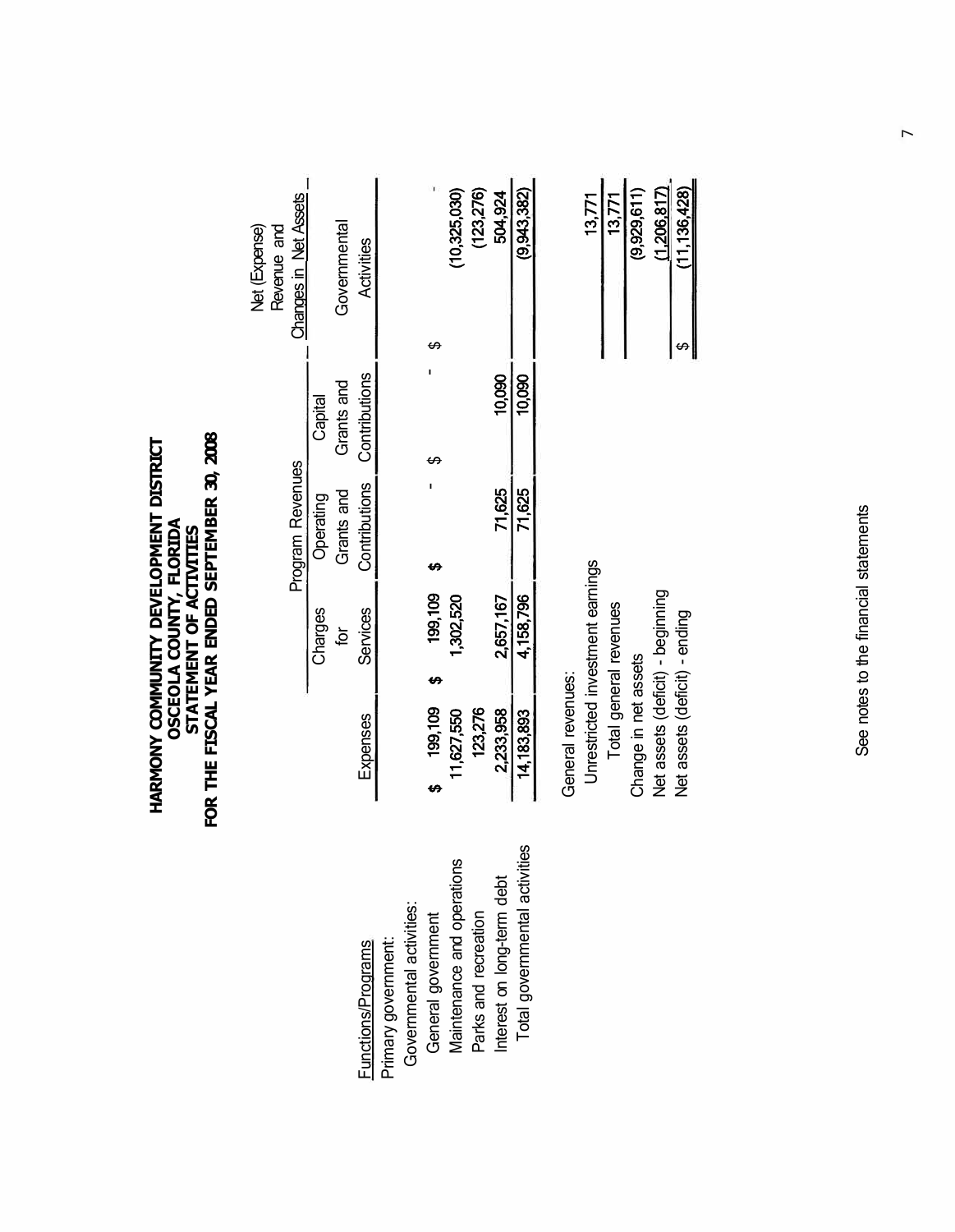# HARMONY COMMUNITY DEVELOPMENT DISTRICT
## OSCEOLA COUNTY, FLORIDA
## STATEMENT OF ACTIVITIES
## FOR THE FISCAL YEAR ENDED SEPTEMBER 30, 2008

| Functions/Programs | Expenses | Program Revenues | | | Net (Expense) Revenue and Changes in Net Assets |
|---|---|---|---|---|---|
| | | Charges for Services | Operating Grants and Contributions | Capital Grants and Contributions | Governmental Activities |
| Primary government: | | | | | |
| Governmental activities: | | | | | |
| General government | $ 199,109 | $ 199,109 | $ - | $ - | $ - |
| Maintenance and operations | 11,627,550 | 1,302,520 | | | (10,325,030) |
| Parks and recreation | 123,276 | | | | (123,276) |
| Interest on long-term debt | 2,233,958 | 2,657,167 | 71,625 | 10,090 | 504,924 |
| Total governmental activities | 14,183,893 | 4,158,796 | 71,625 | 10,090 | (9,943,382) |
| | | | | | |
| General revenues: | | | | | |
| Unrestricted investment earnings | | | | | 13,771 |
| Total general revenues | | | | | 13,771 |
| Change in net assets | | | | | (9,929,611) |
| Net assets (deficit) - beginning | | | | | (1,206,817) |
| Net assets (deficit) - ending | | | | | $ (11,136,428) |

See notes to the financial statements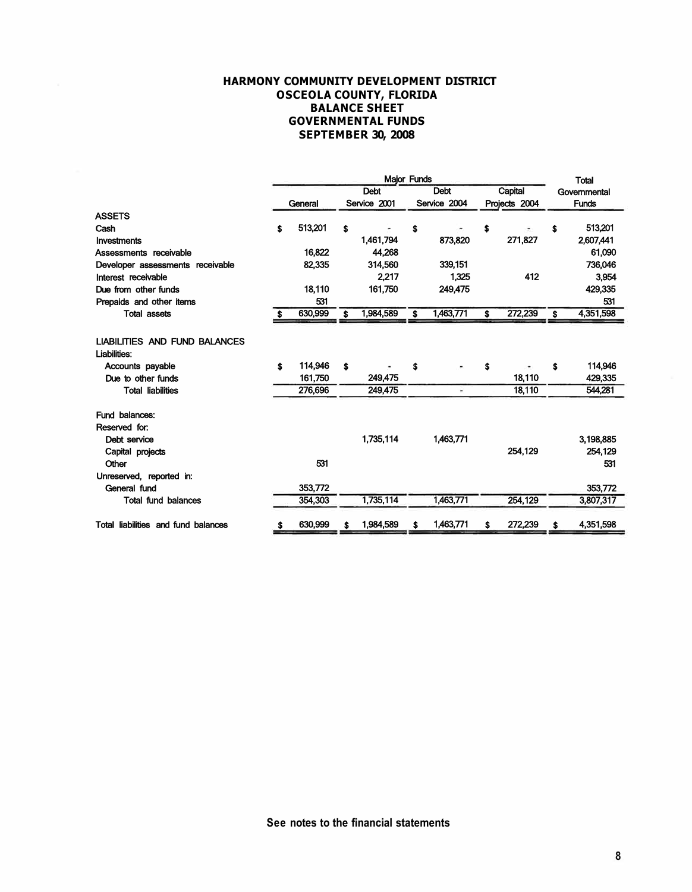# HARMONY COMMUNITY DEVELOPMENT DISTRICT
## OSCEOLA COUNTY, FLORIDA
## BALANCE SHEET
## GOVERNMENTAL FUNDS
## SEPTEMBER 30, 2008

| | Major Funds | | | | Total |
|---|---|---|---|---|---|
| | General | Debt Service 2001 | Debt Service 2004 | Capital Projects 2004 | Governmental Funds |
| **ASSETS** | | | | | |
| Cash | $ 513,201 | $ - | $ - | $ - | $ 513,201 |
| Investments | | 1,461,794 | 873,820 | 271,827 | 2,607,441 |
| Assessments receivable | 16,822 | 44,268 | | | 61,090 |
| Developer assessments receivable | 82,335 | 314,560 | 339,151 | | 736,046 |
| Interest receivable | | 2,217 | 1,325 | 412 | 3,954 |
| Due from other funds | 18,110 | 161,750 | 249,475 | | 429,335 |
| Prepaids and other items | 531 | | | | 531 |
| Total assets | $ 630,999 | $ 1,984,589 | $ 1,463,771 | $ 272,239 | $ 4,351,598 |
| | | | | | |
| **LIABILITIES AND FUND BALANCES** | | | | | |
| Liabilities: | | | | | |
| Accounts payable | $ 114,946 | $ - | $ - | $ - | $ 114,946 |
| Due to other funds | 161,750 | 249,475 | | 18,110 | 429,335 |
| Total liabilities | 276,696 | 249,475 | - | 18,110 | 544,281 |
| | | | | | |
| Fund balances: | | | | | |
| Reserved for: | | | | | |
| Debt service | | 1,735,114 | 1,463,771 | | 3,198,885 |
| Capital projects | | | | 254,129 | 254,129 |
| Other | 531 | | | | 531 |
| Unreserved, reported in: | | | | | |
| General fund | 353,772 | | | | 353,772 |
| Total fund balances | 354,303 | 1,735,114 | 1,463,771 | 254,129 | 3,807,317 |
| | | | | | |
| Total liabilities and fund balances | $ 630,999 | $ 1,984,589 | $ 1,463,771 | $ 272,239 | $ 4,351,598 |

**See notes to the financial statements**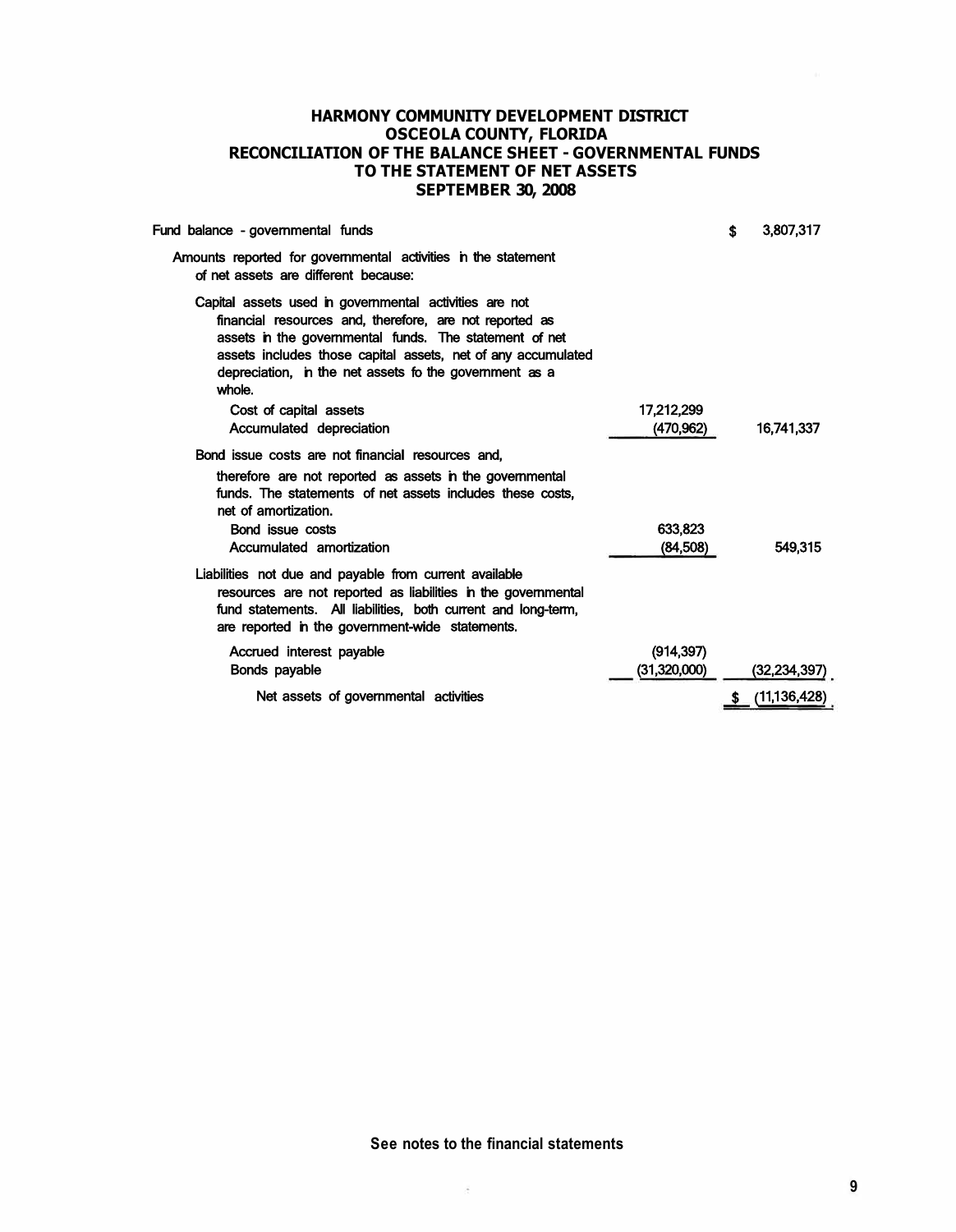# HARMONY COMMUNITY DEVELOPMENT DISTRICT
## OSCEOLA COUNTY, FLORIDA
## RECONCILIATION OF THE BALANCE SHEET - GOVERNMENTAL FUNDS TO THE STATEMENT OF NET ASSETS
## SEPTEMBER 30, 2008

| | | |
|---|---|---|
| Fund balance - governmental funds | | $ 3,807,317 |
| Amounts reported for governmental activities in the statement of net assets are different because: | | |
| Capital assets used in governmental activities are not financial resources and, therefore, are not reported as assets in the governmental funds. The statement of net assets includes those capital assets, net of any accumulated depreciation, in the net assets fo the government as a whole. | | |
| Cost of capital assets | 17,212,299 | |
| Accumulated depreciation | (470,962) | 16,741,337 |
| Bond issue costs are not financial resources and, therefore are not reported as assets in the governmental funds. The statements of net assets includes these costs, net of amortization. | | |
| Bond issue costs | 633,823 | |
| Accumulated amortization | (84,508) | 549,315 |
| Liabilities not due and payable from current available resources are not reported as liabilities in the governmental fund statements. All liabilities, both current and long-term, are reported in the government-wide statements. | | |
| Accrued interest payable | (914,397) | |
| Bonds payable | (31,320,000) | (32,234,397) |
| Net assets of governmental activities | | $ (11,136,428) |

See notes to the financial statements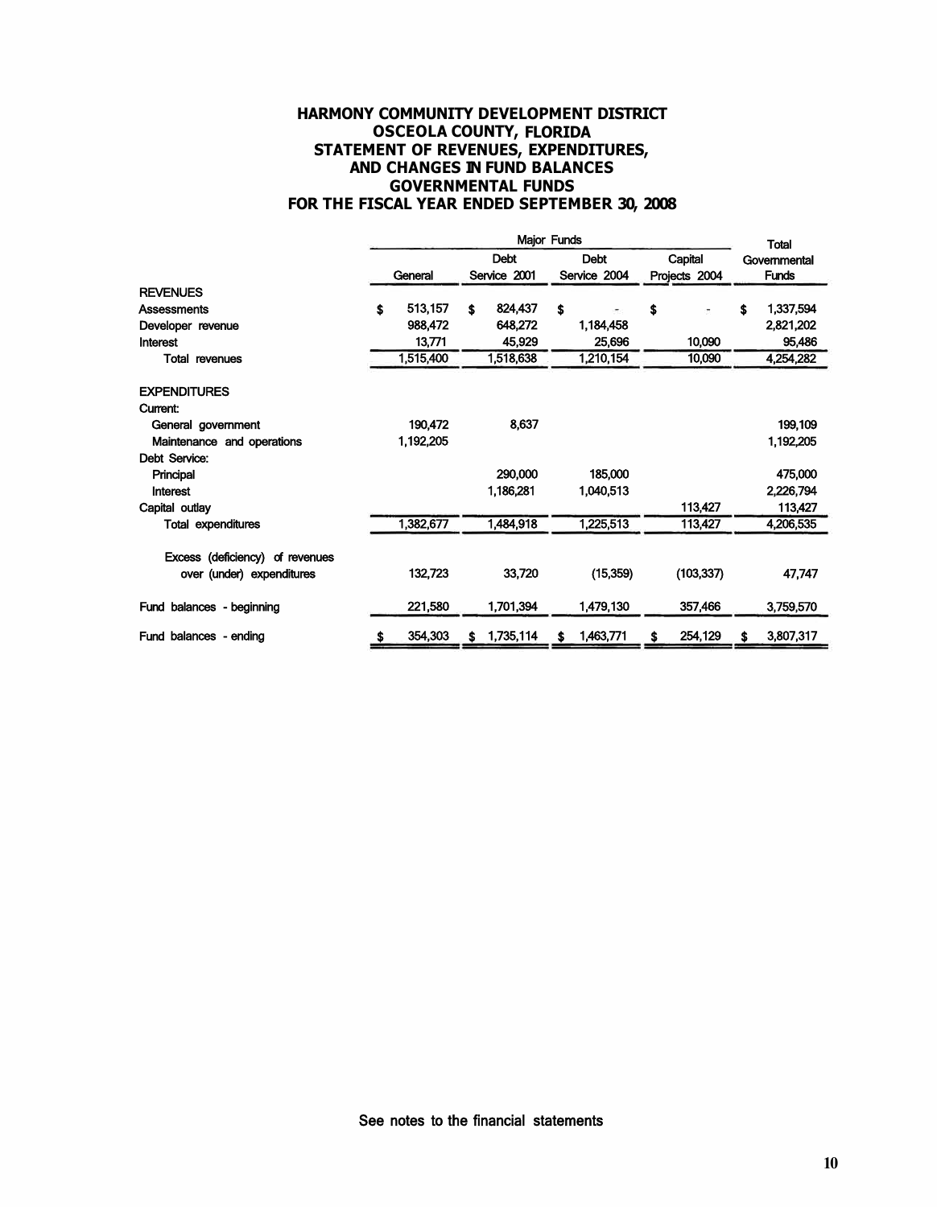# HARMONY COMMUNITY DEVELOPMENT DISTRICT
## OSCEOLA COUNTY, FLORIDA
## STATEMENT OF REVENUES, EXPENDITURES, AND CHANGES IN FUND BALANCES
## GOVERNMENTAL FUNDS
## FOR THE FISCAL YEAR ENDED SEPTEMBER 30, 2008

| | Major Funds | | | | Total Governmental Funds |
|---|---|---|---|---|---|
| | General | Debt Service 2001 | Debt Service 2004 | Capital Projects 2004 | |
| **REVENUES** | | | | | |
| Assessments | $ 513,157 | $ 824,437 | $ - | $ - | $ 1,337,594 |
| Developer revenue | 988,472 | 648,272 | 1,184,458 | | 2,821,202 |
| Interest | 13,771 | 45,929 | 25,696 | 10,090 | 95,486 |
| Total revenues | 1,515,400 | 1,518,638 | 1,210,154 | 10,090 | 4,254,282 |
| **EXPENDITURES** | | | | | |
| Current: | | | | | |
| General government | 190,472 | 8,637 | | | 199,109 |
| Maintenance and operations | 1,192,205 | | | | 1,192,205 |
| Debt Service: | | | | | |
| Principal | | 290,000 | 185,000 | | 475,000 |
| Interest | | 1,186,281 | 1,040,513 | | 2,226,794 |
| Capital outlay | | | | 113,427 | 113,427 |
| Total expenditures | 1,382,677 | 1,484,918 | 1,225,513 | 113,427 | 4,206,535 |
| Excess (deficiency) of revenues over (under) expenditures | 132,723 | 33,720 | (15,359) | (103,337) | 47,747 |
| Fund balances - beginning | 221,580 | 1,701,394 | 1,479,130 | 357,466 | 3,759,570 |
| Fund balances - ending | $ 354,303 | $ 1,735,114 | $ 1,463,771 | $ 254,129 | $ 3,807,317 |

See notes to the financial statements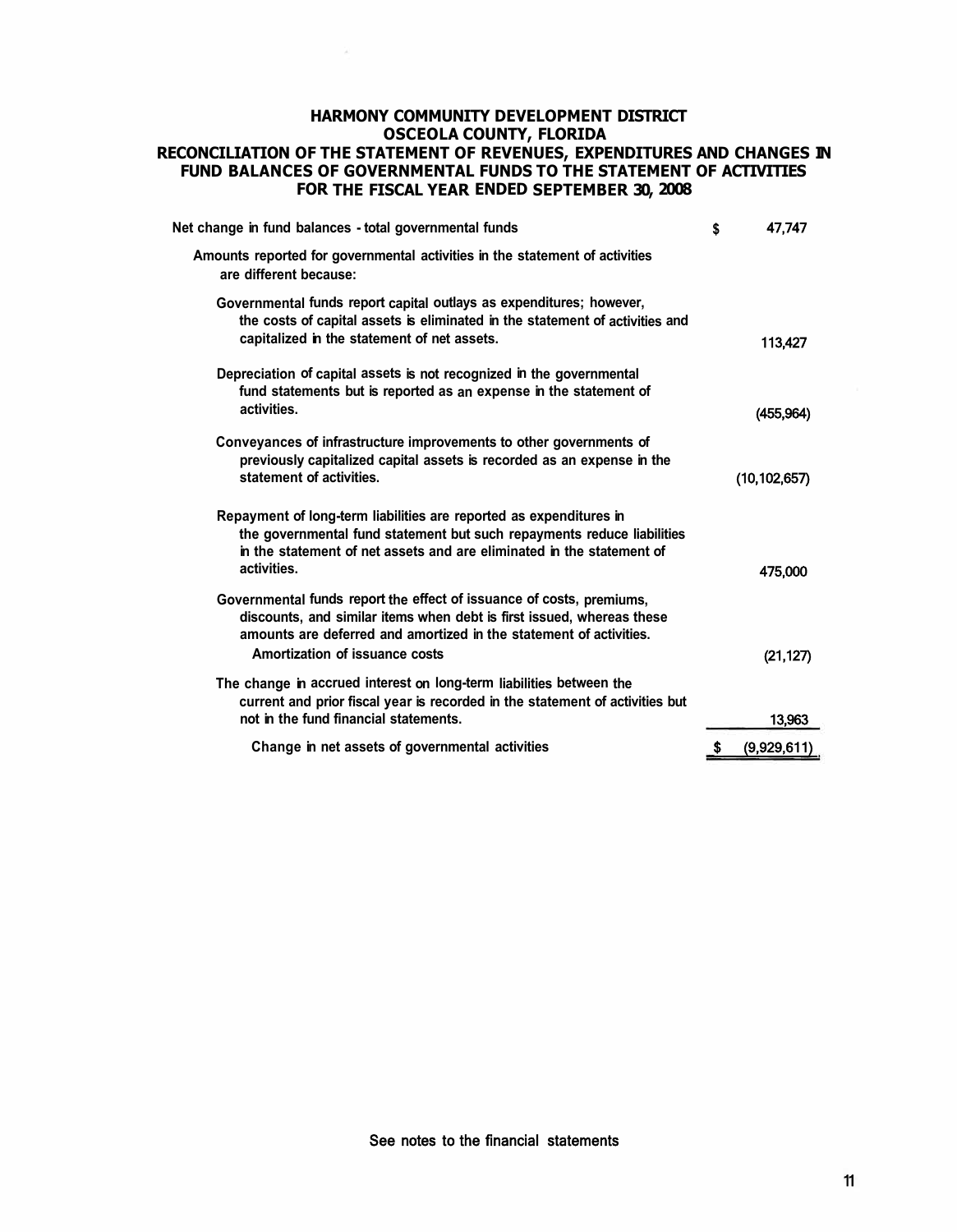# HARMONY COMMUNITY DEVELOPMENT DISTRICT
## OSCEOLA COUNTY, FLORIDA
## RECONCILIATION OF THE STATEMENT OF REVENUES, EXPENDITURES AND CHANGES IN FUND BALANCES OF GOVERNMENTAL FUNDS TO THE STATEMENT OF ACTIVITIES
## FOR THE FISCAL YEAR ENDED SEPTEMBER 30, 2008

| | |
|---|---|
| Net change in fund balances - total governmental funds | $ 47,747 |
| Amounts reported for governmental activities in the statement of activities are different because: | |
| Governmental funds report capital outlays as expenditures; however, the costs of capital assets is eliminated in the statement of activities and capitalized in the statement of net assets. | 113,427 |
| Depreciation of capital assets is not recognized in the governmental fund statements but is reported as an expense in the statement of activities. | (455,964) |
| Conveyances of infrastructure improvements to other governments of previously capitalized capital assets is recorded as an expense in the statement of activities. | (10,102,657) |
| Repayment of long-term liabilities are reported as expenditures in the governmental fund statement but such repayments reduce liabilities in the statement of net assets and are eliminated in the statement of activities. | 475,000 |
| Governmental funds report the effect of issuance of costs, premiums, discounts, and similar items when debt is first issued, whereas these amounts are deferred and amortized in the statement of activities. | |
| Amortization of issuance costs | (21,127) |
| The change in accrued interest on long-term liabilities between the current and prior fiscal year is recorded in the statement of activities but not in the fund financial statements. | 13,963 |
| Change in net assets of governmental activities | $ (9,929,611) |

See notes to the financial statements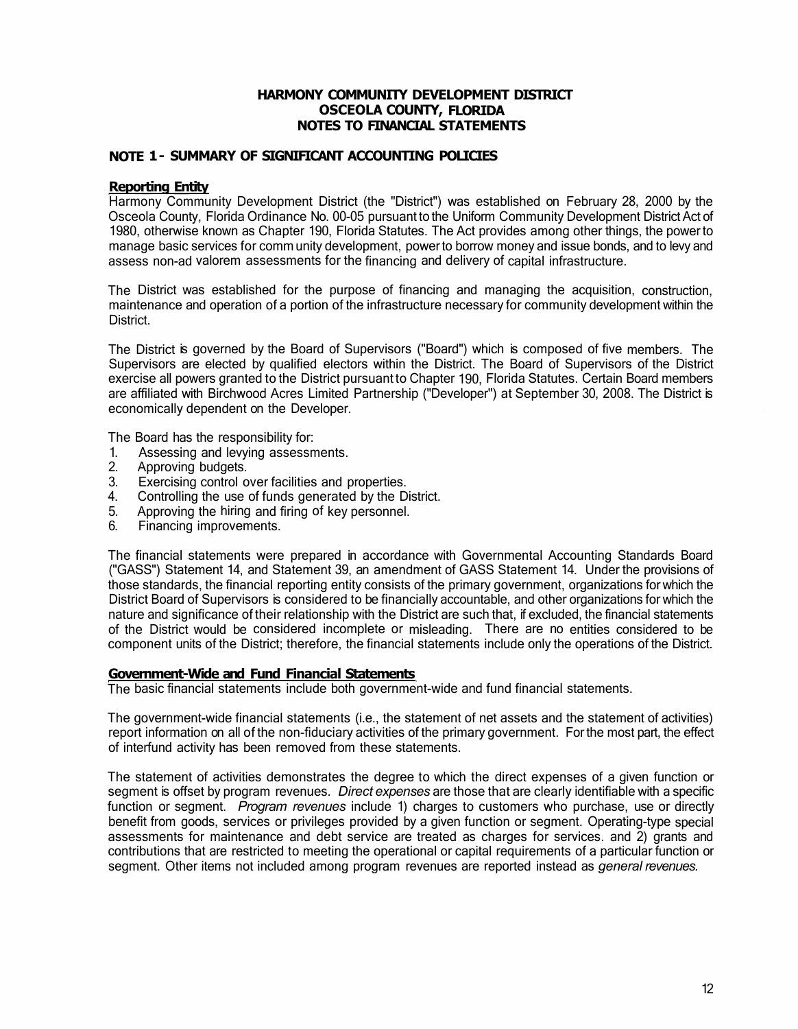# HARMONY COMMUNITY DEVELOPMENT DISTRICT
## OSCEOLA COUNTY, FLORIDA
## NOTES TO FINANCIAL STATEMENTS

## NOTE 1 - SUMMARY OF SIGNIFICANT ACCOUNTING POLICIES

**Reporting Entity**

Harmony Community Development District (the "District") was established on February 28, 2000 by the Osceola County, Florida Ordinance No. 00-05 pursuant to the Uniform Community Development District Act of 1980, otherwise known as Chapter 190, Florida Statutes. The Act provides among other things, the power to manage basic services for community development, power to borrow money and issue bonds, and to levy and assess non-ad valorem assessments for the financing and delivery of capital infrastructure.

The District was established for the purpose of financing and managing the acquisition, construction, maintenance and operation of a portion of the infrastructure necessary for community development within the District.

The District is governed by the Board of Supervisors ("Board") which is composed of five members. The Supervisors are elected by qualified electors within the District. The Board of Supervisors of the District exercise all powers granted to the District pursuant to Chapter 190, Florida Statutes. Certain Board members are affiliated with Birchwood Acres Limited Partnership ("Developer") at September 30, 2008. The District is economically dependent on the Developer.

The Board has the responsibility for:

1. Assessing and levying assessments.
2. Approving budgets.
3. Exercising control over facilities and properties.
4. Controlling the use of funds generated by the District.
5. Approving the hiring and firing of key personnel.
6. Financing improvements.

The financial statements were prepared in accordance with Governmental Accounting Standards Board ("GASS") Statement 14, and Statement 39, an amendment of GASS Statement 14. Under the provisions of those standards, the financial reporting entity consists of the primary government, organizations for which the District Board of Supervisors is considered to be financially accountable, and other organizations for which the nature and significance of their relationship with the District are such that, if excluded, the financial statements of the District would be considered incomplete or misleading. There are no entities considered to be component units of the District; therefore, the financial statements include only the operations of the District.

**Government-Wide and Fund Financial Statements**

The basic financial statements include both government-wide and fund financial statements.

The government-wide financial statements (i.e., the statement of net assets and the statement of activities) report information on all of the non-fiduciary activities of the primary government. For the most part, the effect of interfund activity has been removed from these statements.

The statement of activities demonstrates the degree to which the direct expenses of a given function or segment is offset by program revenues. *Direct expenses* are those that are clearly identifiable with a specific function or segment. *Program revenues* include 1) charges to customers who purchase, use or directly benefit from goods, services or privileges provided by a given function or segment. Operating-type special assessments for maintenance and debt service are treated as charges for services. and 2) grants and contributions that are restricted to meeting the operational or capital requirements of a particular function or segment. Other items not included among program revenues are reported instead as *general revenues.*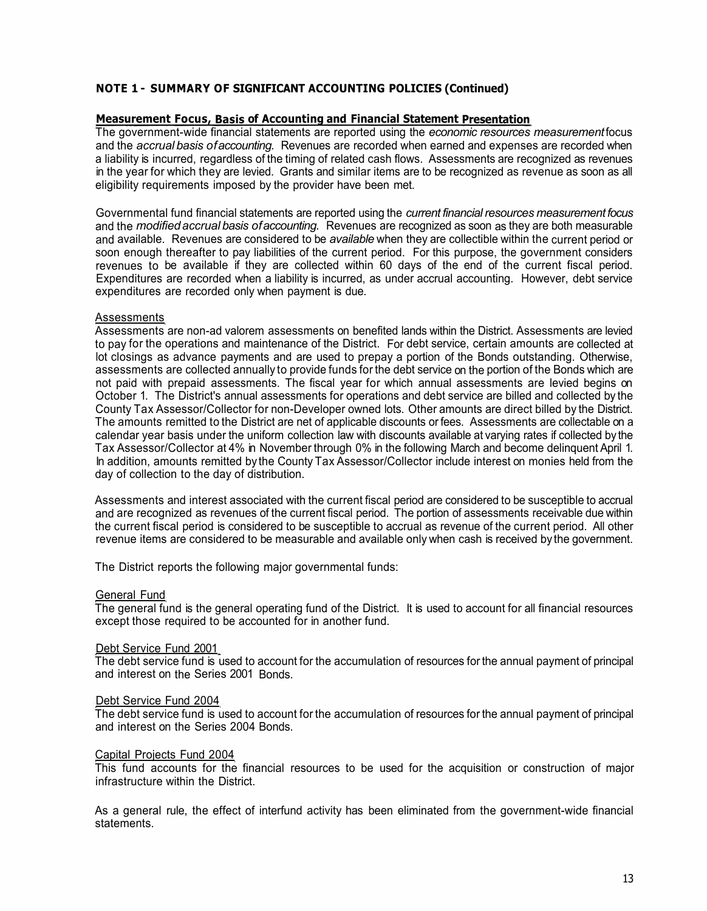## NOTE 1 - SUMMARY OF SIGNIFICANT ACCOUNTING POLICIES (Continued)

### Measurement Focus, Basis of Accounting and Financial Statement Presentation

The government-wide financial statements are reported using the *economic resources measurement* focus and the *accrual basis of accounting.* Revenues are recorded when earned and expenses are recorded when a liability is incurred, regardless of the timing of related cash flows. Assessments are recognized as revenues in the year for which they are levied. Grants and similar items are to be recognized as revenue as soon as all eligibility requirements imposed by the provider have been met.

Governmental fund financial statements are reported using the *current financial resources measurement focus* and the *modified accrual basis of accounting.* Revenues are recognized as soon as they are both measurable and available. Revenues are considered to be *available* when they are collectible within the current period or soon enough thereafter to pay liabilities of the current period. For this purpose, the government considers revenues to be available if they are collected within 60 days of the end of the current fiscal period. Expenditures are recorded when a liability is incurred, as under accrual accounting. However, debt service expenditures are recorded only when payment is due.

Assessments

Assessments are non-ad valorem assessments on benefited lands within the District. Assessments are levied to pay for the operations and maintenance of the District. For debt service, certain amounts are collected at lot closings as advance payments and are used to prepay a portion of the Bonds outstanding. Otherwise, assessments are collected annually to provide funds for the debt service on the portion of the Bonds which are not paid with prepaid assessments. The fiscal year for which annual assessments are levied begins on October 1. The District's annual assessments for operations and debt service are billed and collected by the County Tax Assessor/Collector for non-Developer owned lots. Other amounts are direct billed by the District. The amounts remitted to the District are net of applicable discounts or fees. Assessments are collectable on a calendar year basis under the uniform collection law with discounts available at varying rates if collected by the Tax Assessor/Collector at 4% in November through 0% in the following March and become delinquent April 1. In addition, amounts remitted by the County Tax Assessor/Collector include interest on monies held from the day of collection to the day of distribution.

Assessments and interest associated with the current fiscal period are considered to be susceptible to accrual and are recognized as revenues of the current fiscal period. The portion of assessments receivable due within the current fiscal period is considered to be susceptible to accrual as revenue of the current period. All other revenue items are considered to be measurable and available only when cash is received by the government.

The District reports the following major governmental funds:

General Fund

The general fund is the general operating fund of the District. It is used to account for all financial resources except those required to be accounted for in another fund.

Debt Service Fund 2001

The debt service fund is used to account for the accumulation of resources for the annual payment of principal and interest on the Series 2001 Bonds.

Debt Service Fund 2004

The debt service fund is used to account for the accumulation of resources for the annual payment of principal and interest on the Series 2004 Bonds.

Capital Projects Fund 2004

This fund accounts for the financial resources to be used for the acquisition or construction of major infrastructure within the District.

As a general rule, the effect of interfund activity has been eliminated from the government-wide financial statements.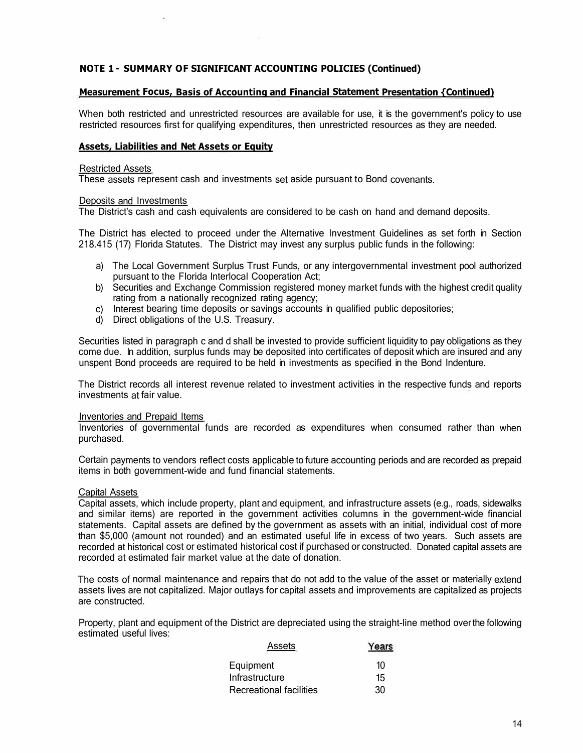## NOTE 1 - SUMMARY OF SIGNIFICANT ACCOUNTING POLICIES (Continued)

### Measurement Focus, Basis of Accounting and Financial Statement Presentation (Continued)

When both restricted and unrestricted resources are available for use, it is the government's policy to use restricted resources first for qualifying expenditures, then unrestricted resources as they are needed.

### Assets, Liabilities and Net Assets or Equity

Restricted Assets

These assets represent cash and investments set aside pursuant to Bond covenants.

Deposits and Investments

The District's cash and cash equivalents are considered to be cash on hand and demand deposits.

The District has elected to proceed under the Alternative Investment Guidelines as set forth in Section 218.415 (17) Florida Statutes. The District may invest any surplus public funds in the following:

a) The Local Government Surplus Trust Funds, or any intergovernmental investment pool authorized pursuant to the Florida Interlocal Cooperation Act;
b) Securities and Exchange Commission registered money market funds with the highest credit quality rating from a nationally recognized rating agency;
c) Interest bearing time deposits or savings accounts in qualified public depositories;
d) Direct obligations of the U.S. Treasury.

Securities listed in paragraph c and d shall be invested to provide sufficient liquidity to pay obligations as they come due. In addition, surplus funds may be deposited into certificates of deposit which are insured and any unspent Bond proceeds are required to be held in investments as specified in the Bond Indenture.

The District records all interest revenue related to investment activities in the respective funds and reports investments at fair value.

Inventories and Prepaid Items

Inventories of governmental funds are recorded as expenditures when consumed rather than when purchased.

Certain payments to vendors reflect costs applicable to future accounting periods and are recorded as prepaid items in both government-wide and fund financial statements.

Capital Assets

Capital assets, which include property, plant and equipment, and infrastructure assets (e.g., roads, sidewalks and similar items) are reported in the government activities columns in the government-wide financial statements. Capital assets are defined by the government as assets with an initial, individual cost of more than $5,000 (amount not rounded) and an estimated useful life in excess of two years. Such assets are recorded at historical cost or estimated historical cost if purchased or constructed. Donated capital assets are recorded at estimated fair market value at the date of donation.

The costs of normal maintenance and repairs that do not add to the value of the asset or materially extend assets lives are not capitalized. Major outlays for capital assets and improvements are capitalized as projects are constructed.

Property, plant and equipment of the District are depreciated using the straight-line method over the following estimated useful lives:

| Assets | Years |
|---|---|
| Equipment | 10 |
| Infrastructure | 15 |
| Recreational facilities | 30 |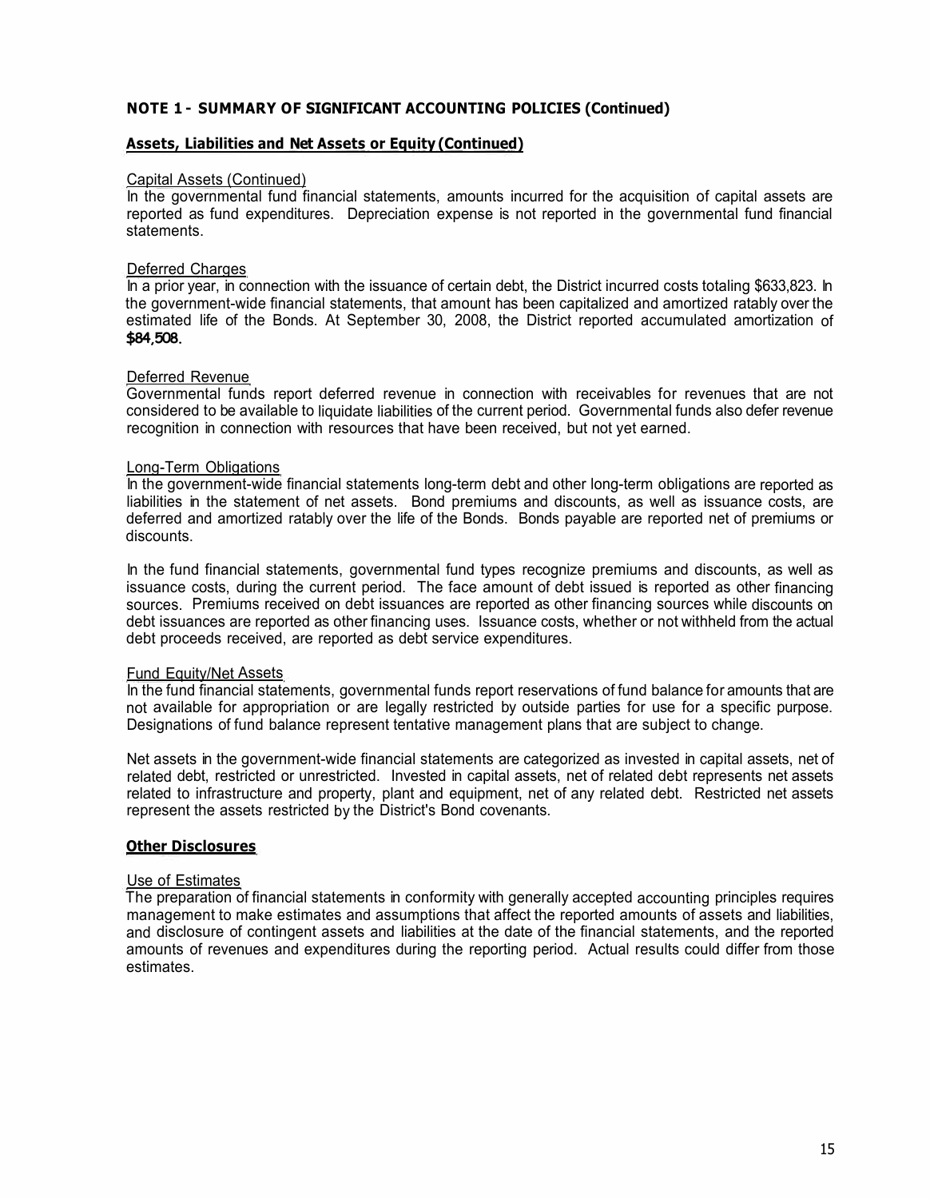## NOTE 1 - SUMMARY OF SIGNIFICANT ACCOUNTING POLICIES (Continued)

### Assets, Liabilities and Net Assets or Equity (Continued)

Capital Assets (Continued)
In the governmental fund financial statements, amounts incurred for the acquisition of capital assets are reported as fund expenditures. Depreciation expense is not reported in the governmental fund financial statements.

Deferred Charges
In a prior year, in connection with the issuance of certain debt, the District incurred costs totaling $633,823. In the government-wide financial statements, that amount has been capitalized and amortized ratably over the estimated life of the Bonds. At September 30, 2008, the District reported accumulated amortization of **$84,508**.

Deferred Revenue
Governmental funds report deferred revenue in connection with receivables for revenues that are not considered to be available to liquidate liabilities of the current period. Governmental funds also defer revenue recognition in connection with resources that have been received, but not yet earned.

Long-Term Obligations
In the government-wide financial statements long-term debt and other long-term obligations are reported as liabilities in the statement of net assets. Bond premiums and discounts, as well as issuance costs, are deferred and amortized ratably over the life of the Bonds. Bonds payable are reported net of premiums or discounts.

In the fund financial statements, governmental fund types recognize premiums and discounts, as well as issuance costs, during the current period. The face amount of debt issued is reported as other financing sources. Premiums received on debt issuances are reported as other financing sources while discounts on debt issuances are reported as other financing uses. Issuance costs, whether or not withheld from the actual debt proceeds received, are reported as debt service expenditures.

Fund Equity/Net Assets
In the fund financial statements, governmental funds report reservations of fund balance for amounts that are not available for appropriation or are legally restricted by outside parties for use for a specific purpose. Designations of fund balance represent tentative management plans that are subject to change.

Net assets in the government-wide financial statements are categorized as invested in capital assets, net of related debt, restricted or unrestricted. Invested in capital assets, net of related debt represents net assets related to infrastructure and property, plant and equipment, net of any related debt. Restricted net assets represent the assets restricted by the District's Bond covenants.

### Other Disclosures

Use of Estimates
The preparation of financial statements in conformity with generally accepted accounting principles requires management to make estimates and assumptions that affect the reported amounts of assets and liabilities, and disclosure of contingent assets and liabilities at the date of the financial statements, and the reported amounts of revenues and expenditures during the reporting period. Actual results could differ from those estimates.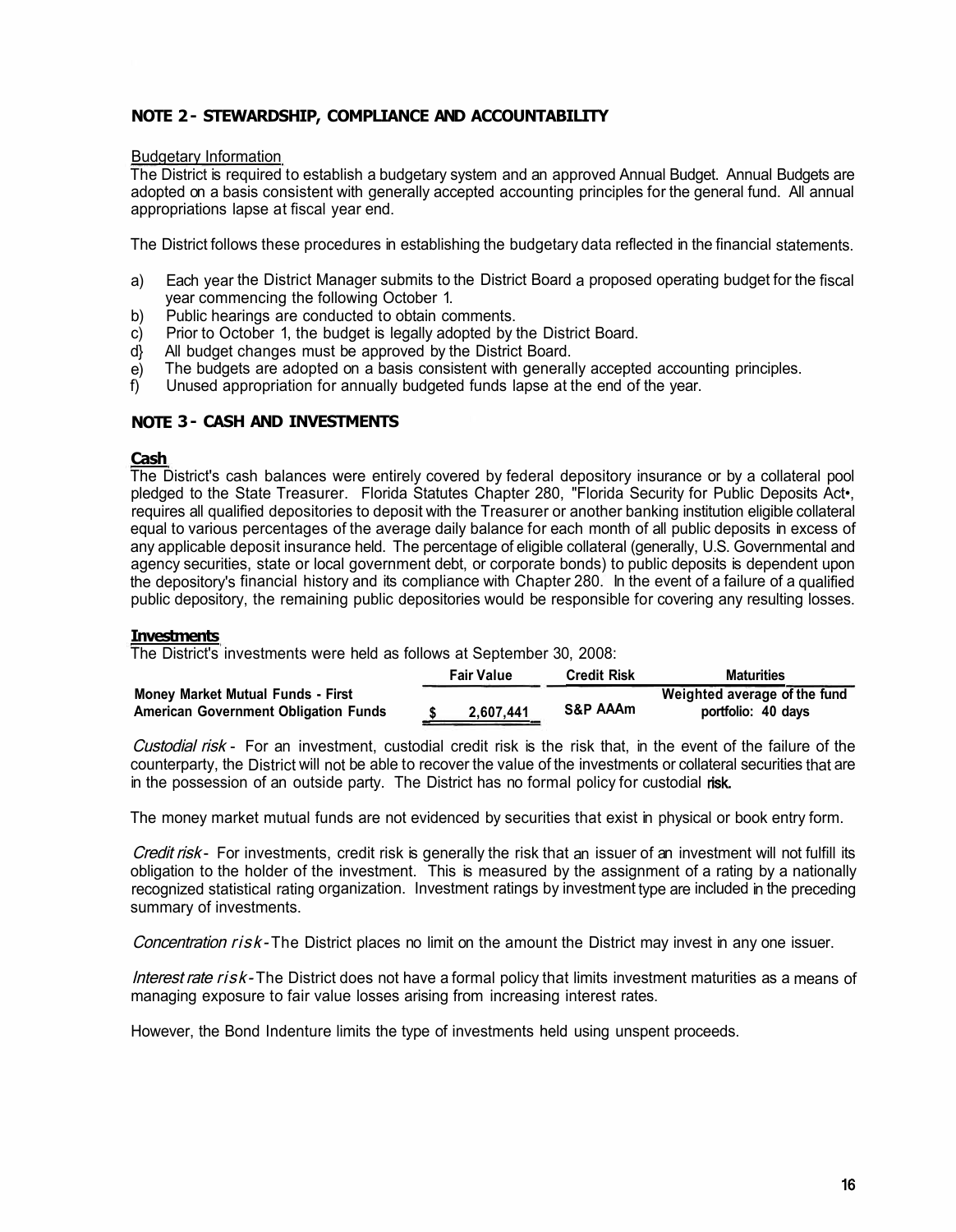## NOTE 2 - STEWARDSHIP, COMPLIANCE AND ACCOUNTABILITY

Budgetary Information

The District is required to establish a budgetary system and an approved Annual Budget. Annual Budgets are adopted on a basis consistent with generally accepted accounting principles for the general fund. All annual appropriations lapse at fiscal year end.

The District follows these procedures in establishing the budgetary data reflected in the financial statements.

a) Each year the District Manager submits to the District Board a proposed operating budget for the fiscal year commencing the following October 1.
b) Public hearings are conducted to obtain comments.
c) Prior to October 1, the budget is legally adopted by the District Board.
d) All budget changes must be approved by the District Board.
e) The budgets are adopted on a basis consistent with generally accepted accounting principles.
f) Unused appropriation for annually budgeted funds lapse at the end of the year.

## NOTE 3 - CASH AND INVESTMENTS

**Cash**

The District's cash balances were entirely covered by federal depository insurance or by a collateral pool pledged to the State Treasurer. Florida Statutes Chapter 280, "Florida Security for Public Deposits Act•, requires all qualified depositories to deposit with the Treasurer or another banking institution eligible collateral equal to various percentages of the average daily balance for each month of all public deposits in excess of any applicable deposit insurance held. The percentage of eligible collateral (generally, U.S. Governmental and agency securities, state or local government debt, or corporate bonds) to public deposits is dependent upon the depository's financial history and its compliance with Chapter 280. In the event of a failure of a qualified public depository, the remaining public depositories would be responsible for covering any resulting losses.

**Investments**

The District's investments were held as follows at September 30, 2008:

| | Fair Value | Credit Risk | Maturities |
|---|---|---|---|
| **Money Market Mutual Funds - First American Government Obligation Funds** | $ 2,607,441 | S&P AAAm | Weighted average of the fund portfolio: 40 days |

*Custodial risk* - For an investment, custodial credit risk is the risk that, in the event of the failure of the counterparty, the District will not be able to recover the value of the investments or collateral securities that are in the possession of an outside party. The District has no formal policy for custodial risk.

The money market mutual funds are not evidenced by securities that exist in physical or book entry form.

*Credit risk* - For investments, credit risk is generally the risk that an issuer of an investment will not fulfill its obligation to the holder of the investment. This is measured by the assignment of a rating by a nationally recognized statistical rating organization. Investment ratings by investment type are included in the preceding summary of investments.

*Concentration risk* - The District places no limit on the amount the District may invest in any one issuer.

*Interest rate risk* - The District does not have a formal policy that limits investment maturities as a means of managing exposure to fair value losses arising from increasing interest rates.

However, the Bond Indenture limits the type of investments held using unspent proceeds.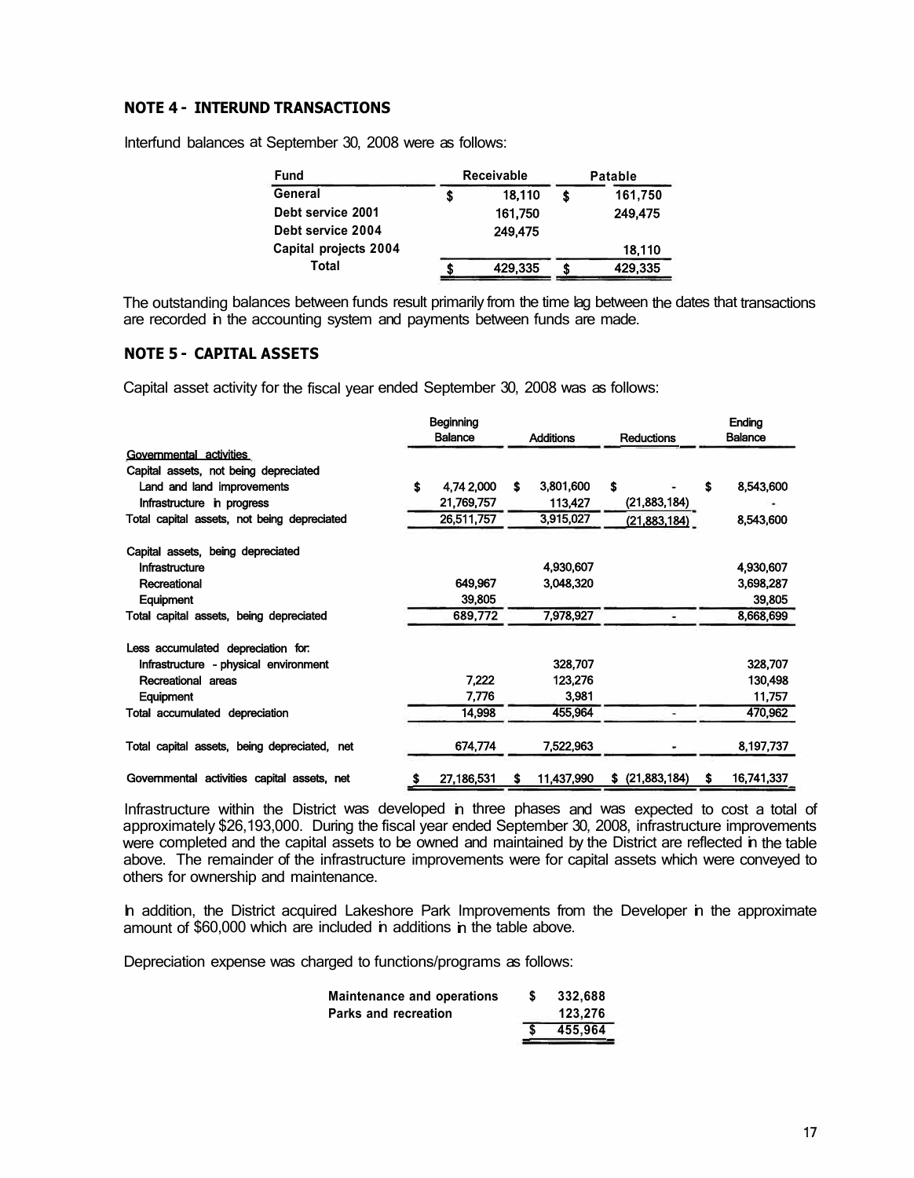## NOTE 4 - INTERUND TRANSACTIONS

Interfund balances at September 30, 2008 were as follows:

| Fund | Receivable | Patable |
|---|---|---|
| General | $ 18,110 | $ 161,750 |
| Debt service 2001 | 161,750 | 249,475 |
| Debt service 2004 | 249,475 | |
| Capital projects 2004 | | 18,110 |
| Total | $ 429,335 | $ 429,335 |

The outstanding balances between funds result primarily from the time lag between the dates that transactions are recorded in the accounting system and payments between funds are made.

## NOTE 5 - CAPITAL ASSETS

Capital asset activity for the fiscal year ended September 30, 2008 was as follows:

| | Beginning Balance | Additions | Reductions | Ending Balance |
|---|---|---|---|---|
| Governmental activities | | | | |
| Capital assets, not being depreciated | | | | |
| Land and land improvements | $ 4,742,000 | $ 3,801,600 | $ - | $ 8,543,600 |
| Infrastructure in progress | 21,769,757 | 113,427 | (21,883,184) | - |
| Total capital assets, not being depreciated | 26,511,757 | 3,915,027 | (21,883,184) | 8,543,600 |
| Capital assets, being depreciated | | | | |
| Infrastructure | | 4,930,607 | | 4,930,607 |
| Recreational | 649,967 | 3,048,320 | | 3,698,287 |
| Equipment | 39,805 | | | 39,805 |
| Total capital assets, being depreciated | 689,772 | 7,978,927 | - | 8,668,699 |
| Less accumulated depreciation for: | | | | |
| Infrastructure - physical environment | | 328,707 | | 328,707 |
| Recreational areas | 7,222 | 123,276 | | 130,498 |
| Equipment | 7,776 | 3,981 | | 11,757 |
| Total accumulated depreciation | 14,998 | 455,964 | - | 470,962 |
| Total capital assets, being depreciated, net | 674,774 | 7,522,963 | - | 8,197,737 |
| Governmental activities capital assets, net | $ 27,186,531 | $ 11,437,990 | $ (21,883,184) | $ 16,741,337 |

Infrastructure within the District was developed in three phases and was expected to cost a total of approximately $26,193,000. During the fiscal year ended September 30, 2008, infrastructure improvements were completed and the capital assets to be owned and maintained by the District are reflected in the table above. The remainder of the infrastructure improvements were for capital assets which were conveyed to others for ownership and maintenance.

In addition, the District acquired Lakeshore Park Improvements from the Developer in the approximate amount of $60,000 which are included in additions in the table above.

Depreciation expense was charged to functions/programs as follows:

| | |
|---|---|
| Maintenance and operations | $ 332,688 |
| Parks and recreation | 123,276 |
| | $ 455,964 |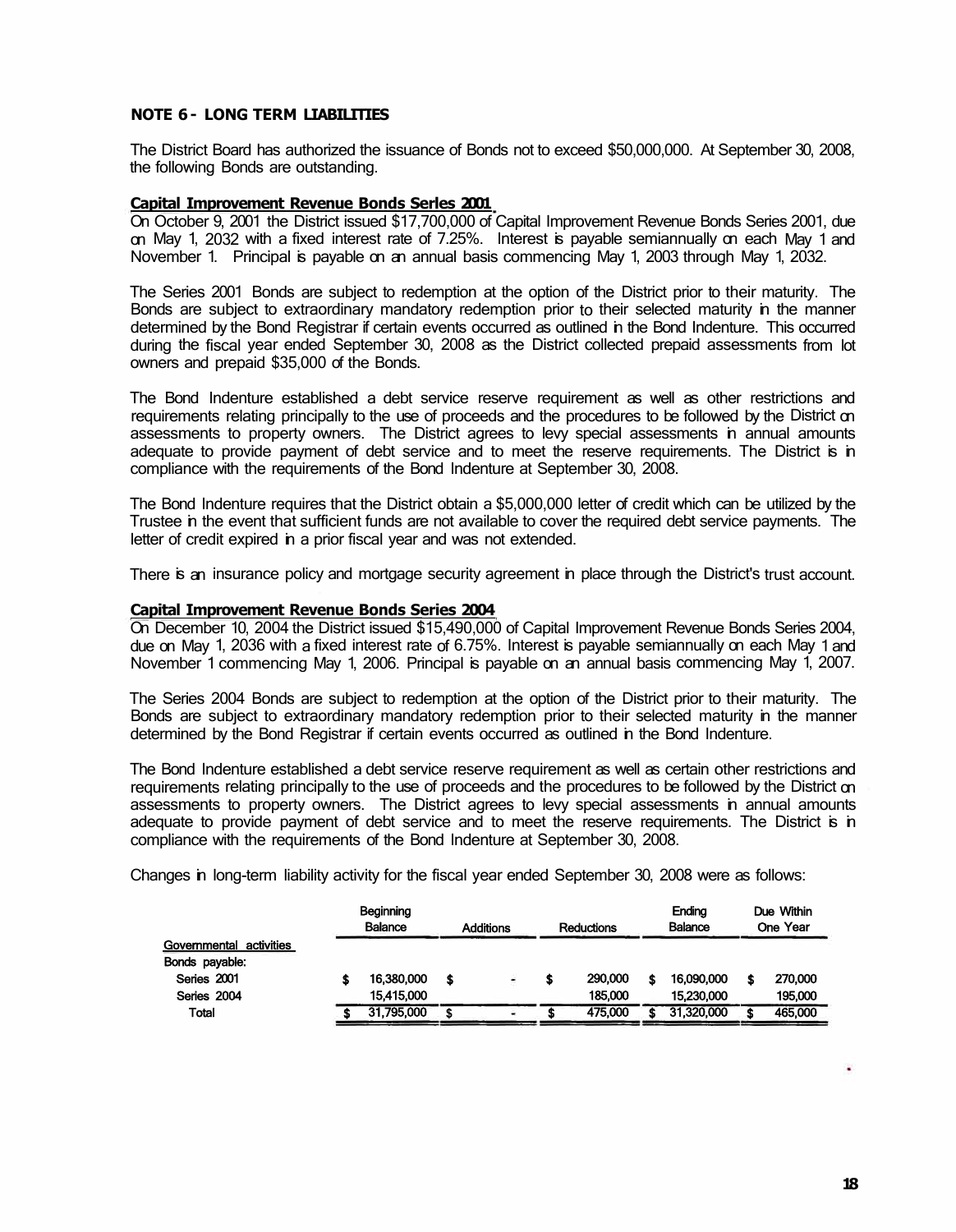## NOTE 6 - LONG TERM LIABILITIES

The District Board has authorized the issuance of Bonds not to exceed $50,000,000. At September 30, 2008, the following Bonds are outstanding.

**Capital Improvement Revenue Bonds Series 2001**

On October 9, 2001 the District issued $17,700,000 of Capital Improvement Revenue Bonds Series 2001, due on May 1, 2032 with a fixed interest rate of 7.25%. Interest is payable semiannually on each May 1 and November 1. Principal is payable on an annual basis commencing May 1, 2003 through May 1, 2032.

The Series 2001 Bonds are subject to redemption at the option of the District prior to their maturity. The Bonds are subject to extraordinary mandatory redemption prior to their selected maturity in the manner determined by the Bond Registrar if certain events occurred as outlined in the Bond Indenture. This occurred during the fiscal year ended September 30, 2008 as the District collected prepaid assessments from lot owners and prepaid $35,000 of the Bonds.

The Bond Indenture established a debt service reserve requirement as well as other restrictions and requirements relating principally to the use of proceeds and the procedures to be followed by the District on assessments to property owners. The District agrees to levy special assessments in annual amounts adequate to provide payment of debt service and to meet the reserve requirements. The District is in compliance with the requirements of the Bond Indenture at September 30, 2008.

The Bond Indenture requires that the District obtain a $5,000,000 letter of credit which can be utilized by the Trustee in the event that sufficient funds are not available to cover the required debt service payments. The letter of credit expired in a prior fiscal year and was not extended.

There is an insurance policy and mortgage security agreement in place through the District's trust account.

**Capital Improvement Revenue Bonds Series 2004**

On December 10, 2004 the District issued $15,490,000 of Capital Improvement Revenue Bonds Series 2004, due on May 1, 2036 with a fixed interest rate of 6.75%. Interest is payable semiannually on each May 1 and November 1 commencing May 1, 2006. Principal is payable on an annual basis commencing May 1, 2007.

The Series 2004 Bonds are subject to redemption at the option of the District prior to their maturity. The Bonds are subject to extraordinary mandatory redemption prior to their selected maturity in the manner determined by the Bond Registrar if certain events occurred as outlined in the Bond Indenture.

The Bond Indenture established a debt service reserve requirement as well as certain other restrictions and requirements relating principally to the use of proceeds and the procedures to be followed by the District on assessments to property owners. The District agrees to levy special assessments in annual amounts adequate to provide payment of debt service and to meet the reserve requirements. The District is in compliance with the requirements of the Bond Indenture at September 30, 2008.

Changes in long-term liability activity for the fiscal year ended September 30, 2008 were as follows:

| | Beginning Balance | Additions | Reductions | Ending Balance | Due Within One Year |
|---|---|---|---|---|---|
| Governmental activities | | | | | |
| Bonds payable: | | | | | |
| Series 2001 | $ 16,380,000 | $ - | $ 290,000 | $ 16,090,000 | $ 270,000 |
| Series 2004 | 15,415,000 | | 185,000 | 15,230,000 | 195,000 |
| Total | $ 31,795,000 | $ - | $ 475,000 | $ 31,320,000 | $ 465,000 |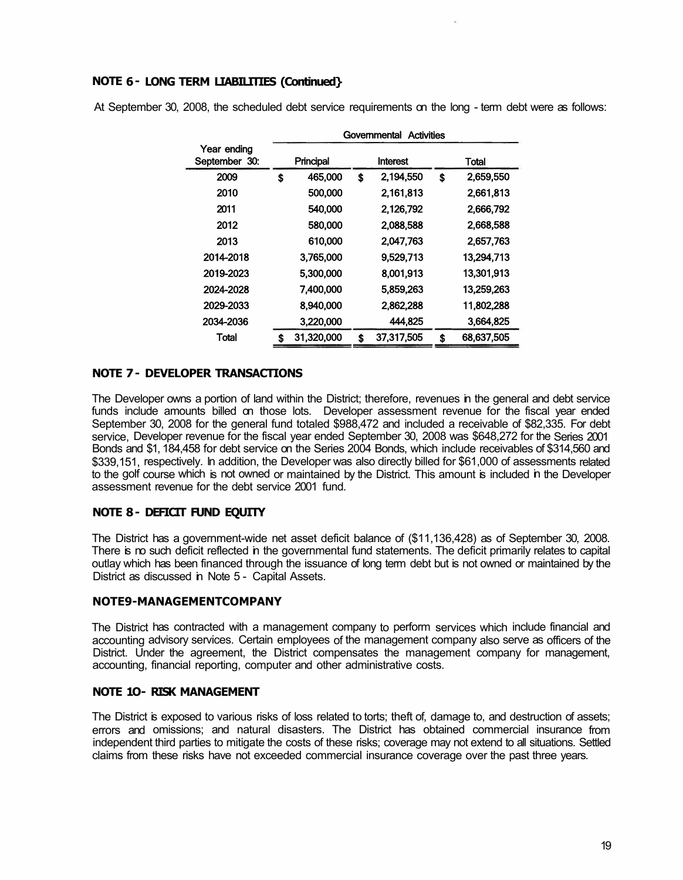## NOTE 6 - LONG TERM LIABILITIES (Continued)

At September 30, 2008, the scheduled debt service requirements on the long - term debt were as follows:

| | Governmental Activities | | |
|---|---|---|---|
| Year ending September 30: | Principal | Interest | Total |
| 2009 | $ 465,000 | $ 2,194,550 | $ 2,659,550 |
| 2010 | 500,000 | 2,161,813 | 2,661,813 |
| 2011 | 540,000 | 2,126,792 | 2,666,792 |
| 2012 | 580,000 | 2,088,588 | 2,668,588 |
| 2013 | 610,000 | 2,047,763 | 2,657,763 |
| 2014-2018 | 3,765,000 | 9,529,713 | 13,294,713 |
| 2019-2023 | 5,300,000 | 8,001,913 | 13,301,913 |
| 2024-2028 | 7,400,000 | 5,859,263 | 13,259,263 |
| 2029-2033 | 8,940,000 | 2,862,288 | 11,802,288 |
| 2034-2036 | 3,220,000 | 444,825 | 3,664,825 |
| Total | $ 31,320,000 | $ 37,317,505 | $ 68,637,505 |

## NOTE 7 - DEVELOPER TRANSACTIONS

The Developer owns a portion of land within the District; therefore, revenues in the general and debt service funds include amounts billed on those lots. Developer assessment revenue for the fiscal year ended September 30, 2008 for the general fund totaled $988,472 and included a receivable of $82,335. For debt service, Developer revenue for the fiscal year ended September 30, 2008 was $648,272 for the Series 2001 Bonds and $1,184,458 for debt service on the Series 2004 Bonds, which include receivables of $314,560 and $339,151, respectively. In addition, the Developer was also directly billed for $61,000 of assessments related to the golf course which is not owned or maintained by the District. This amount is included in the Developer assessment revenue for the debt service 2001 fund.

## NOTE 8 - DEFICIT FUND EQUITY

The District has a government-wide net asset deficit balance of ($11,136,428) as of September 30, 2008. There is no such deficit reflected in the governmental fund statements. The deficit primarily relates to capital outlay which has been financed through the issuance of long term debt but is not owned or maintained by the District as discussed in Note 5 - Capital Assets.

## NOTE 9 - MANAGEMENT COMPANY

The District has contracted with a management company to perform services which include financial and accounting advisory services. Certain employees of the management company also serve as officers of the District. Under the agreement, the District compensates the management company for management, accounting, financial reporting, computer and other administrative costs.

## NOTE 10 - RISK MANAGEMENT

The District is exposed to various risks of loss related to torts; theft of, damage to, and destruction of assets; errors and omissions; and natural disasters. The District has obtained commercial insurance from independent third parties to mitigate the costs of these risks; coverage may not extend to all situations. Settled claims from these risks have not exceeded commercial insurance coverage over the past three years.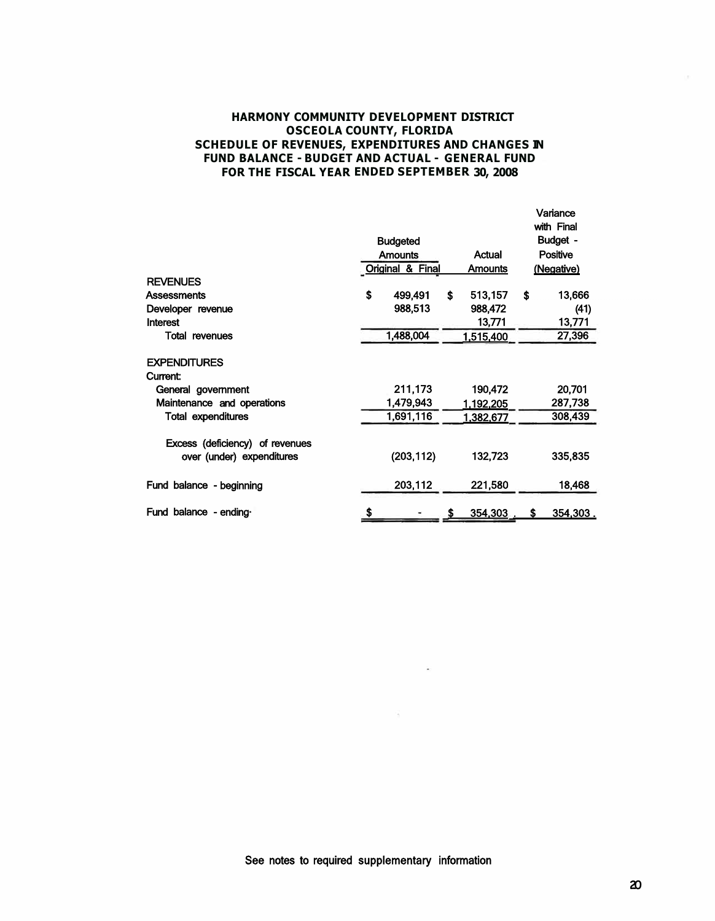# HARMONY COMMUNITY DEVELOPMENT DISTRICT
## OSCEOLA COUNTY, FLORIDA
## SCHEDULE OF REVENUES, EXPENDITURES AND CHANGES IN FUND BALANCE - BUDGET AND ACTUAL - GENERAL FUND
## FOR THE FISCAL YEAR ENDED SEPTEMBER 30, 2008

| | Budgeted Amounts Original & Final | Actual Amounts | Variance with Final Budget - Positive (Negative) |
|---|---|---|---|
| **REVENUES** | | | |
| Assessments | $ 499,491 | $ 513,157 | $ 13,666 |
| Developer revenue | 988,513 | 988,472 | (41) |
| Interest | | 13,771 | 13,771 |
| Total revenues | 1,488,004 | 1,515,400 | 27,396 |
| **EXPENDITURES** | | | |
| Current: | | | |
| General government | 211,173 | 190,472 | 20,701 |
| Maintenance and operations | 1,479,943 | 1,192,205 | 287,738 |
| Total expenditures | 1,691,116 | 1,382,677 | 308,439 |
| Excess (deficiency) of revenues over (under) expenditures | (203,112) | 132,723 | 335,835 |
| Fund balance - beginning | 203,112 | 221,580 | 18,468 |
| Fund balance - ending | $ - | $ 354,303 | $ 354,303 |

See notes to required supplementary information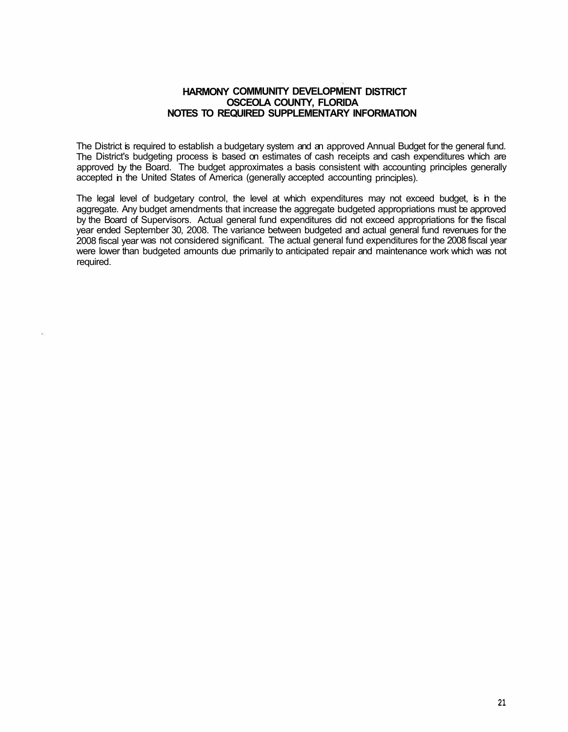# HARMONY COMMUNITY DEVELOPMENT DISTRICT
## OSCEOLA COUNTY, FLORIDA
## NOTES TO REQUIRED SUPPLEMENTARY INFORMATION

The District is required to establish a budgetary system and an approved Annual Budget for the general fund. The District's budgeting process is based on estimates of cash receipts and cash expenditures which are approved by the Board. The budget approximates a basis consistent with accounting principles generally accepted in the United States of America (generally accepted accounting principles).

The legal level of budgetary control, the level at which expenditures may not exceed budget, is in the aggregate. Any budget amendments that increase the aggregate budgeted appropriations must be approved by the Board of Supervisors. Actual general fund expenditures did not exceed appropriations for the fiscal year ended September 30, 2008. The variance between budgeted and actual general fund revenues for the 2008 fiscal year was not considered significant. The actual general fund expenditures for the 2008 fiscal year were lower than budgeted amounts due primarily to anticipated repair and maintenance work which was not required.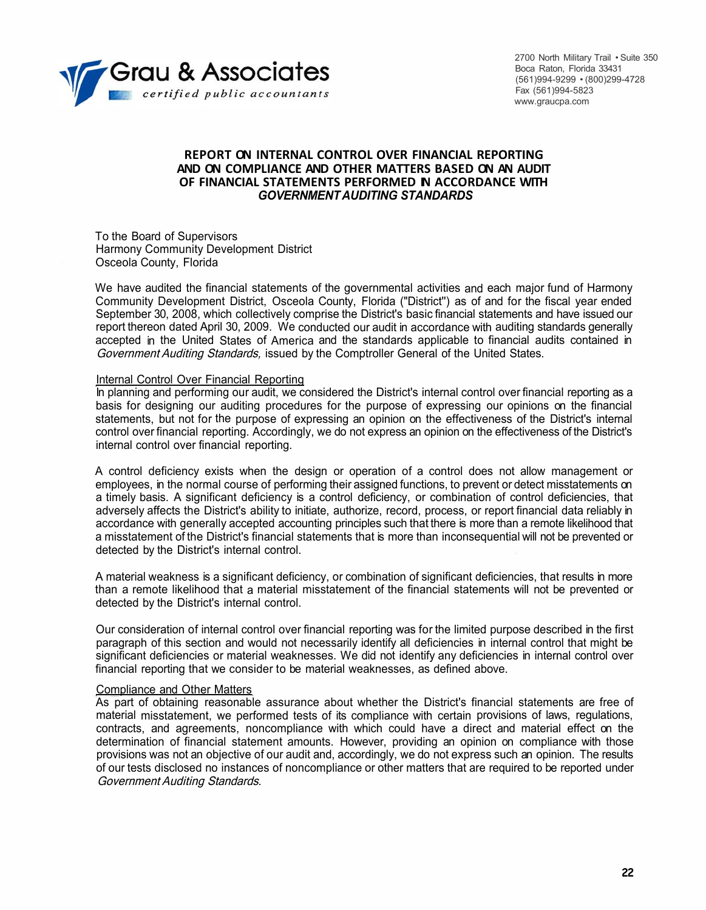Grau & Associates
*certified public accountants*

2700 North Military Trail • Suite 350
Boca Raton, Florida 33431
(561)994-9299 • (800)299-4728
Fax (561)994-5823
www.graucpa.com

**REPORT ON INTERNAL CONTROL OVER FINANCIAL REPORTING AND ON COMPLIANCE AND OTHER MATTERS BASED ON AN AUDIT OF FINANCIAL STATEMENTS PERFORMED IN ACCORDANCE WITH *GOVERNMENT AUDITING STANDARDS***

To the Board of Supervisors
Harmony Community Development District
Osceola County, Florida

We have audited the financial statements of the governmental activities and each major fund of Harmony Community Development District, Osceola County, Florida ("District") as of and for the fiscal year ended September 30, 2008, which collectively comprise the District's basic financial statements and have issued our report thereon dated April 30, 2009. We conducted our audit in accordance with auditing standards generally accepted in the United States of America and the standards applicable to financial audits contained in *Government Auditing Standards,* issued by the Comptroller General of the United States.

Internal Control Over Financial Reporting
In planning and performing our audit, we considered the District's internal control over financial reporting as a basis for designing our auditing procedures for the purpose of expressing our opinions on the financial statements, but not for the purpose of expressing an opinion on the effectiveness of the District's internal control over financial reporting. Accordingly, we do not express an opinion on the effectiveness of the District's internal control over financial reporting.

A control deficiency exists when the design or operation of a control does not allow management or employees, in the normal course of performing their assigned functions, to prevent or detect misstatements on a timely basis. A significant deficiency is a control deficiency, or combination of control deficiencies, that adversely affects the District's ability to initiate, authorize, record, process, or report financial data reliably in accordance with generally accepted accounting principles such that there is more than a remote likelihood that a misstatement of the District's financial statements that is more than inconsequential will not be prevented or detected by the District's internal control.

A material weakness is a significant deficiency, or combination of significant deficiencies, that results in more than a remote likelihood that a material misstatement of the financial statements will not be prevented or detected by the District's internal control.

Our consideration of internal control over financial reporting was for the limited purpose described in the first paragraph of this section and would not necessarily identify all deficiencies in internal control that might be significant deficiencies or material weaknesses. We did not identify any deficiencies in internal control over financial reporting that we consider to be material weaknesses, as defined above.

Compliance and Other Matters
As part of obtaining reasonable assurance about whether the District's financial statements are free of material misstatement, we performed tests of its compliance with certain provisions of laws, regulations, contracts, and agreements, noncompliance with which could have a direct and material effect on the determination of financial statement amounts. However, providing an opinion on compliance with those provisions was not an objective of our audit and, accordingly, we do not express such an opinion. The results of our tests disclosed no instances of noncompliance or other matters that are required to be reported under *Government Auditing Standards*.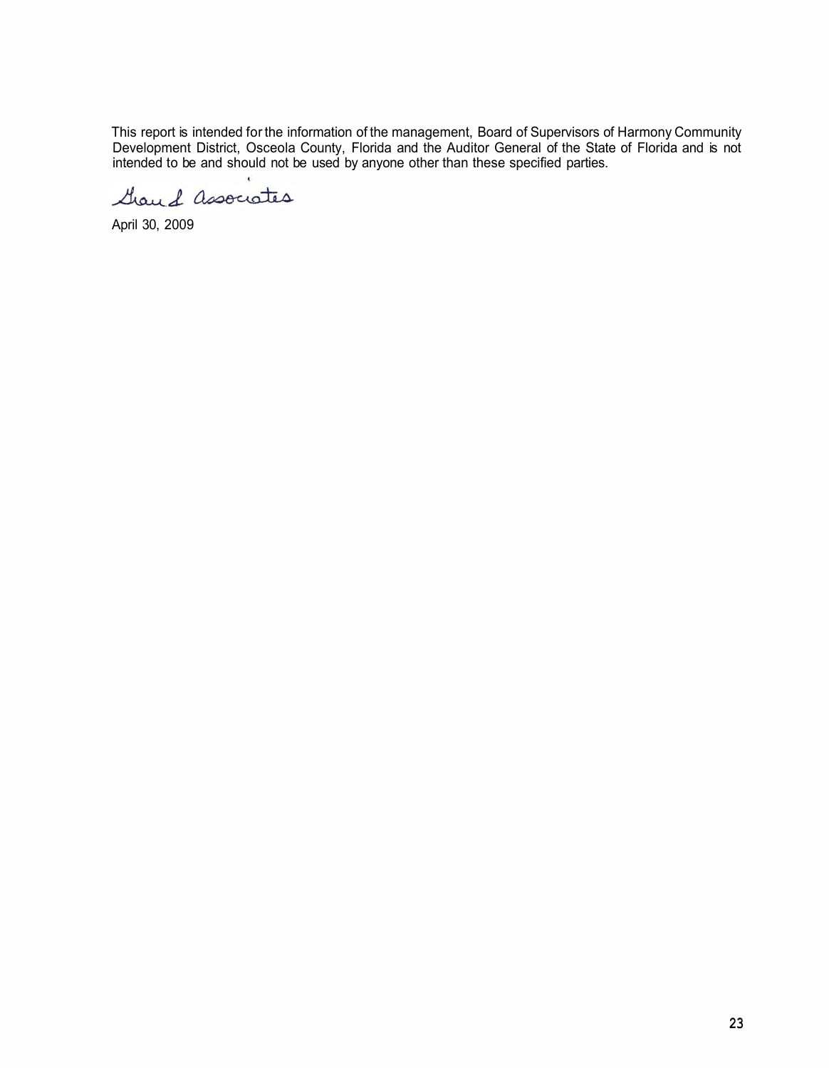This report is intended for the information of the management, Board of Supervisors of Harmony Community Development District, Osceola County, Florida and the Auditor General of the State of Florida and is not intended to be and should not be used by anyone other than these specified parties.

Grau & Associates

April 30, 2009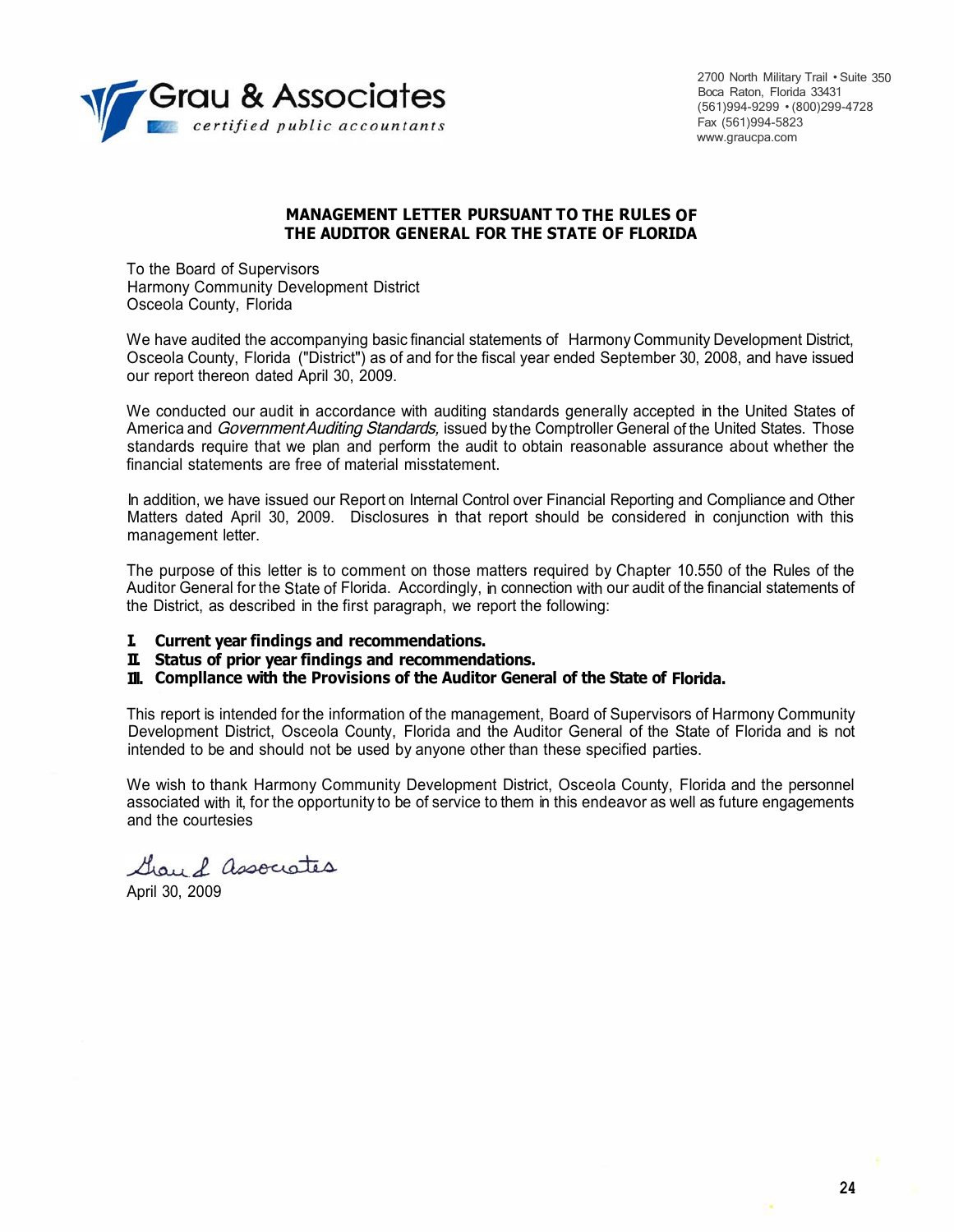Grau & Associates
*certified public accountants*

2700 North Military Trail • Suite 350
Boca Raton, Florida 33431
(561)994-9299 • (800)299-4728
Fax (561)994-5823
www.graucpa.com

## MANAGEMENT LETTER PURSUANT TO THE RULES OF THE AUDITOR GENERAL FOR THE STATE OF FLORIDA

To the Board of Supervisors
Harmony Community Development District
Osceola County, Florida

We have audited the accompanying basic financial statements of Harmony Community Development District, Osceola County, Florida ("District") as of and for the fiscal year ended September 30, 2008, and have issued our report thereon dated April 30, 2009.

We conducted our audit in accordance with auditing standards generally accepted in the United States of America and *Government Auditing Standards,* issued by the Comptroller General of the United States. Those standards require that we plan and perform the audit to obtain reasonable assurance about whether the financial statements are free of material misstatement.

In addition, we have issued our Report on Internal Control over Financial Reporting and Compliance and Other Matters dated April 30, 2009. Disclosures in that report should be considered in conjunction with this management letter.

The purpose of this letter is to comment on those matters required by Chapter 10.550 of the Rules of the Auditor General for the State of Florida. Accordingly, in connection with our audit of the financial statements of the District, as described in the first paragraph, we report the following:

**I. Current year findings and recommendations.**
**II. Status of prior year findings and recommendations.**
**III. Compliance with the Provisions of the Auditor General of the State of Florida.**

This report is intended for the information of the management, Board of Supervisors of Harmony Community Development District, Osceola County, Florida and the Auditor General of the State of Florida and is not intended to be and should not be used by anyone other than these specified parties.

We wish to thank Harmony Community Development District, Osceola County, Florida and the personnel associated with it, for the opportunity to be of service to them in this endeavor as well as future engagements and the courtesies

Grau & Associates

April 30, 2009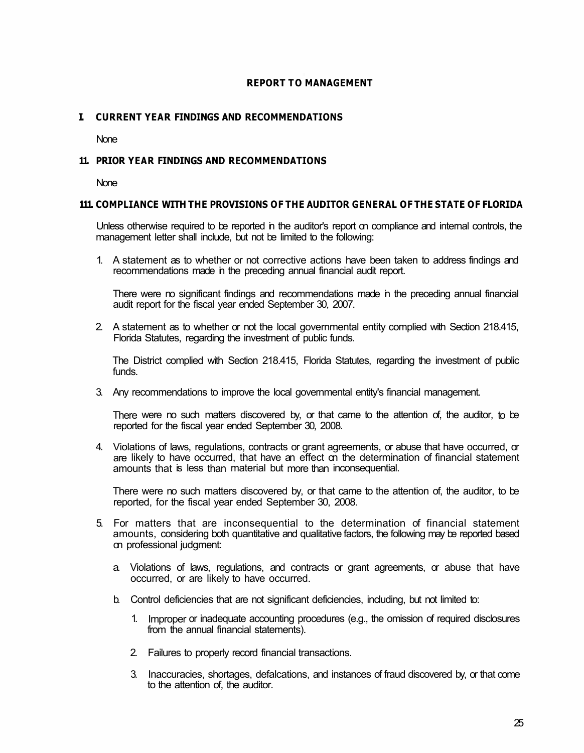# REPORT TO MANAGEMENT

## I. CURRENT YEAR FINDINGS AND RECOMMENDATIONS

None

## II. PRIOR YEAR FINDINGS AND RECOMMENDATIONS

None

## III. COMPLIANCE WITH THE PROVISIONS OF THE AUDITOR GENERAL OF THE STATE OF FLORIDA

Unless otherwise required to be reported in the auditor's report on compliance and internal controls, the management letter shall include, but not be limited to the following:

1. A statement as to whether or not corrective actions have been taken to address findings and recommendations made in the preceding annual financial audit report.

   There were no significant findings and recommendations made in the preceding annual financial audit report for the fiscal year ended September 30, 2007.

2. A statement as to whether or not the local governmental entity complied with Section 218.415, Florida Statutes, regarding the investment of public funds.

   The District complied with Section 218.415, Florida Statutes, regarding the investment of public funds.

3. Any recommendations to improve the local governmental entity's financial management.

   There were no such matters discovered by, or that came to the attention of, the auditor, to be reported for the fiscal year ended September 30, 2008.

4. Violations of laws, regulations, contracts or grant agreements, or abuse that have occurred, or are likely to have occurred, that have an effect on the determination of financial statement amounts that is less than material but more than inconsequential.

   There were no such matters discovered by, or that came to the attention of, the auditor, to be reported, for the fiscal year ended September 30, 2008.

5. For matters that are inconsequential to the determination of financial statement amounts, considering both quantitative and qualitative factors, the following may be reported based on professional judgment:

   a. Violations of laws, regulations, and contracts or grant agreements, or abuse that have occurred, or are likely to have occurred.

   b. Control deficiencies that are not significant deficiencies, including, but not limited to:

      1. Improper or inadequate accounting procedures (e.g., the omission of required disclosures from the annual financial statements).

      2. Failures to properly record financial transactions.

      3. Inaccuracies, shortages, defalcations, and instances of fraud discovered by, or that come to the attention of, the auditor.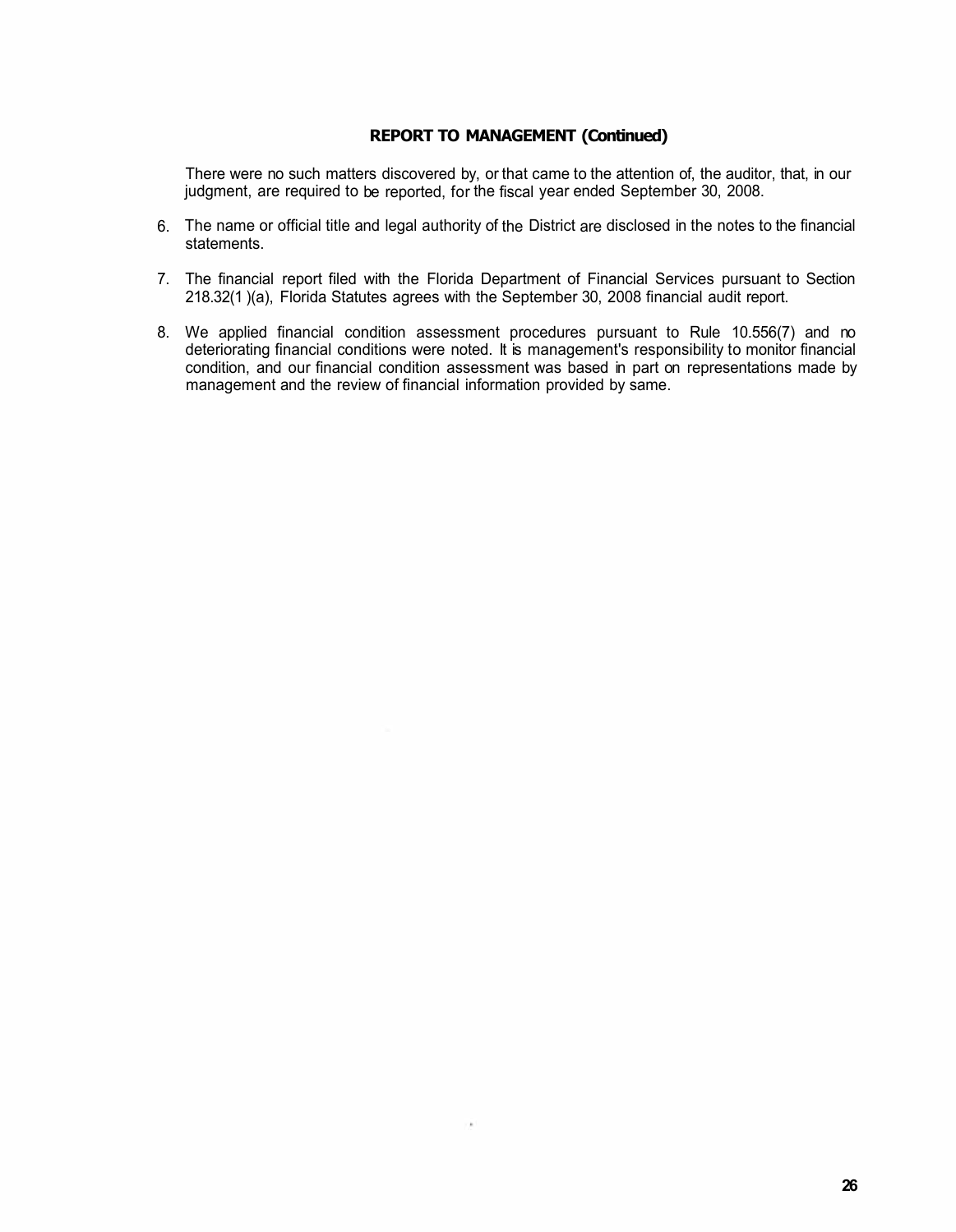**REPORT TO MANAGEMENT (Continued)**

There were no such matters discovered by, or that came to the attention of, the auditor, that, in our judgment, are required to be reported, for the fiscal year ended September 30, 2008.

6. The name or official title and legal authority of the District are disclosed in the notes to the financial statements.

7. The financial report filed with the Florida Department of Financial Services pursuant to Section 218.32(1 )(a), Florida Statutes agrees with the September 30, 2008 financial audit report.

8. We applied financial condition assessment procedures pursuant to Rule 10.556(7) and no deteriorating financial conditions were noted. It is management's responsibility to monitor financial condition, and our financial condition assessment was based in part on representations made by management and the review of financial information provided by same.